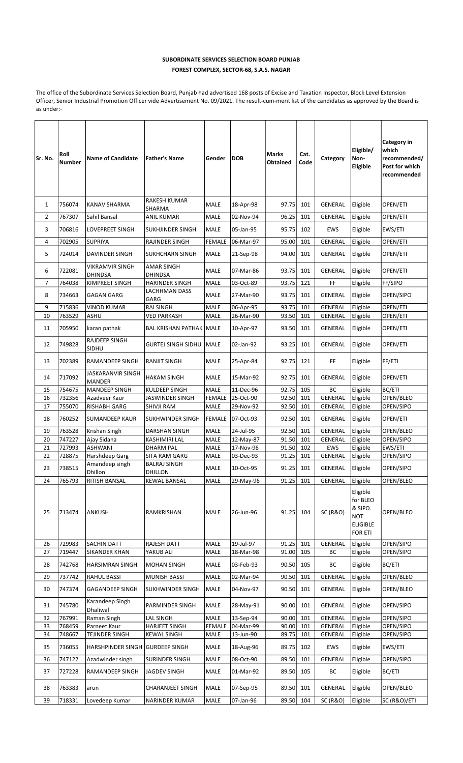**SUBORDINATE SERVICES SELECTION BOARD PUNJAB**

**FOREST COMPLEX, SECTOR-68, S.A.S. NAGAR**

The office of the Subordinate Services Selection Board, Punjab had advertised 168 posts of Excise and Taxation Inspector, Block Level Extension Officer, Senior Industrial Promotion Officer vide Advertisement No. 09/2021. The result-cum-merit list of the candidates as approved by the Board is as under:-

| Sr. No. | Roll Number | Name of Candidate | Father's Name | Gender | DOB | Marks Obtained | Cat. Code | Category | Eligible/ Non-Eligible | Category in which recommended/ Post for which recommended |
|---|---|---|---|---|---|---|---|---|---|---|
| 1 | 756074 | KANAV SHARMA | RAKESH KUMAR SHARMA | MALE | 18-Apr-98 | 97.75 | 101 | GENERAL | Eligible | OPEN/ETI |
| 2 | 767307 | Sahil Bansal | ANIL KUMAR | MALE | 02-Nov-94 | 96.25 | 101 | GENERAL | Eligible | OPEN/ETI |
| 3 | 706816 | LOVEPREET SINGH | SUKHJINDER SINGH | MALE | 05-Jan-95 | 95.75 | 102 | EWS | Eligible | EWS/ETI |
| 4 | 702905 | SUPRIYA | RAJINDER SINGH | FEMALE | 06-Mar-97 | 95.00 | 101 | GENERAL | Eligible | OPEN/ETI |
| 5 | 724014 | DAVINDER SINGH | SUKHCHARN SINGH | MALE | 21-Sep-98 | 94.00 | 101 | GENERAL | Eligible | OPEN/ETI |
| 6 | 722081 | VIKRAMVIR SINGH DHINDSA | AMAR SINGH DHINDSA | MALE | 07-Mar-86 | 93.75 | 101 | GENERAL | Eligible | OPEN/ETI |
| 7 | 764038 | KIMPREET SINGH | HARINDER SINGH | MALE | 03-Oct-89 | 93.75 | 121 | FF | Eligible | FF/SIPO |
| 8 | 734663 | GAGAN GARG | LACHHMAN DASS GARG | MALE | 27-Mar-90 | 93.75 | 101 | GENERAL | Eligible | OPEN/SIPO |
| 9 | 715836 | VINOD KUMAR | RAI SINGH | MALE | 06-Apr-95 | 93.75 | 101 | GENERAL | Eligible | OPEN/ETI |
| 10 | 763529 | ASHU | VED PARKASH | MALE | 26-Mar-90 | 93.50 | 101 | GENERAL | Eligible | OPEN/ETI |
| 11 | 705950 | karan pathak | BAL KRISHAN PATHAK | MALE | 10-Apr-97 | 93.50 | 101 | GENERAL | Eligible | OPEN/ETI |
| 12 | 749828 | RAJDEEP SINGH SIDHU | GURTEJ SINGH SIDHU | MALE | 02-Jan-92 | 93.25 | 101 | GENERAL | Eligible | OPEN/ETI |
| 13 | 702389 | RAMANDEEP SINGH | RANJIT SINGH | MALE | 25-Apr-84 | 92.75 | 121 | FF | Eligible | FF/ETI |
| 14 | 717092 | JASKARANVIR SINGH MANDER | HAKAM SINGH | MALE | 15-Mar-92 | 92.75 | 101 | GENERAL | Eligible | OPEN/ETI |
| 15 | 754675 | MANDEEP SINGH | KULDEEP SINGH | MALE | 11-Dec-96 | 92.75 | 105 | BC | Eligible | BC/ETI |
| 16 | 732356 | Azadveer Kaur | JASWINDER SINGH | FEMALE | 25-Oct-90 | 92.50 | 101 | GENERAL | Eligible | OPEN/BLEO |
| 17 | 755070 | RISHABH GARG | SHIVJI RAM | MALE | 29-Nov-92 | 92.50 | 101 | GENERAL | Eligible | OPEN/SIPO |
| 18 | 760252 | SUMANDEEP KAUR | SUKHWINDER SINGH | FEMALE | 07-Oct-93 | 92.50 | 101 | GENERAL | Eligible | OPEN/ETI |
| 19 | 763528 | Krishan Singh | DARSHAN SINGH | MALE | 24-Jul-95 | 92.50 | 101 | GENERAL | Eligible | OPEN/BLEO |
| 20 | 747227 | Ajay Sidana | KASHIMIRI LAL | MALE | 12-May-87 | 91.50 | 101 | GENERAL | Eligible | OPEN/SIPO |
| 21 | 727993 | ASHWANI | DHARAM PAL | MALE | 17-Nov-96 | 91.50 | 102 | EWS | Eligible | EWS/ETI |
| 22 | 728875 | Harshdeep Garg | SITA RAM GARG | MALE | 03-Dec-93 | 91.25 | 101 | GENERAL | Eligible | OPEN/SIPO |
| 23 | 738515 | Amandeep singh Dhillon | BALRAJ SINGH DHILLON | MALE | 10-Oct-95 | 91.25 | 101 | GENERAL | Eligible | OPEN/SIPO |
| 24 | 765793 | RITISH BANSAL | KEWAL BANSAL | MALE | 29-May-96 | 91.25 | 101 | GENERAL | Eligible | OPEN/BLEO |
| 25 | 713474 | ANKUSH | RAMKRISHAN | MALE | 26-Jun-96 | 91.25 | 104 | SC (R&O) | Eligible for BLEO & SIPO. NOT ELIGIBLE FOR ETI | OPEN/BLEO |
| 26 | 729983 | SACHIN DATT | RAJESH DATT | MALE | 19-Jul-97 | 91.25 | 101 | GENERAL | Eligible | OPEN/SIPO |
| 27 | 719447 | SIKANDER KHAN | YAKUB ALI | MALE | 18-Mar-98 | 91.00 | 105 | BC | Eligible | OPEN/SIPO |
| 28 | 742768 | HARSIMRAN SINGH | MOHAN SINGH | MALE | 03-Feb-93 | 90.50 | 105 | BC | Eligible | BC/ETI |
| 29 | 737742 | RAHUL BASSI | MUNISH BASSI | MALE | 02-Mar-94 | 90.50 | 101 | GENERAL | Eligible | OPEN/BLEO |
| 30 | 747374 | GAGANDEEP SINGH | SUKHWINDER SINGH | MALE | 04-Nov-97 | 90.50 | 101 | GENERAL | Eligible | OPEN/BLEO |
| 31 | 745780 | Karandeep Singh Dhaliwal | PARMINDER SINGH | MALE | 28-May-91 | 90.00 | 101 | GENERAL | Eligible | OPEN/SIPO |
| 32 | 767991 | Raman Singh | LAL SINGH | MALE | 13-Sep-94 | 90.00 | 101 | GENERAL | Eligible | OPEN/SIPO |
| 33 | 768459 | Parneet Kaur | HARJEET SINGH | FEMALE | 04-Mar-99 | 90.00 | 101 | GENERAL | Eligible | OPEN/SIPO |
| 34 | 748667 | TEJINDER SINGH | KEWAL SINGH | MALE | 13-Jun-90 | 89.75 | 101 | GENERAL | Eligible | OPEN/SIPO |
| 35 | 736055 | HARSHPINDER SINGH | GURDEEP SINGH | MALE | 18-Aug-96 | 89.75 | 102 | EWS | Eligible | EWS/ETI |
| 36 | 747122 | Azadwinder singh | SURINDER SINGH | MALE | 08-Oct-90 | 89.50 | 101 | GENERAL | Eligible | OPEN/SIPO |
| 37 | 727228 | RAMANDEEP SINGH | JAGDEV SINGH | MALE | 01-Mar-92 | 89.50 | 105 | BC | Eligible | BC/ETI |
| 38 | 763383 | arun | CHARANJEET SINGH | MALE | 07-Sep-95 | 89.50 | 101 | GENERAL | Eligible | OPEN/BLEO |
| 39 | 718331 | Lovedeep Kumar | NARINDER KUMAR | MALE | 07-Jan-96 | 89.50 | 104 | SC (R&O) | Eligible | SC (R&O)/ETI |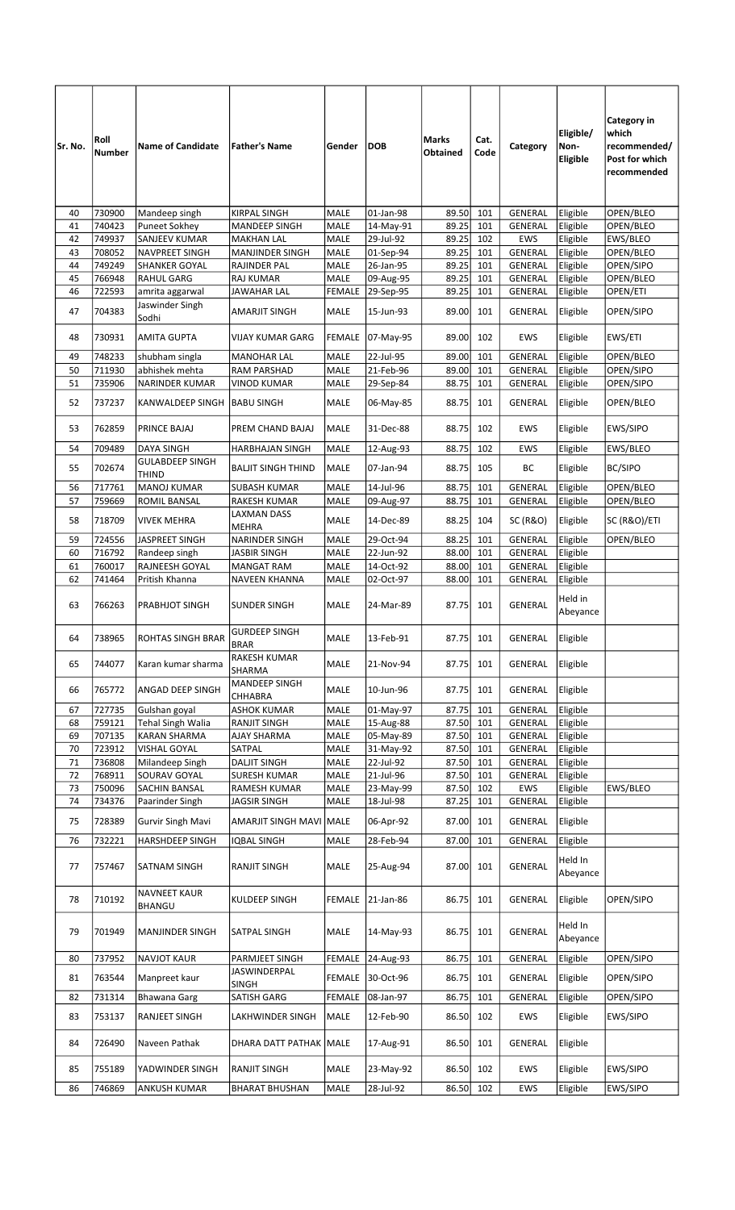| Sr. No. | Roll Number | Name of Candidate | Father's Name | Gender | DOB | Marks Obtained | Cat. Code | Category | Eligible/ Non-Eligible | Category in which recommended/ Post for which recommended |
|---|---|---|---|---|---|---|---|---|---|---|
| 40 | 730900 | Mandeep singh | KIRPAL SINGH | MALE | 01-Jan-98 | 89.50 | 101 | GENERAL | Eligible | OPEN/BLEO |
| 41 | 740423 | Puneet Sokhey | MANDEEP SINGH | MALE | 14-May-91 | 89.25 | 101 | GENERAL | Eligible | OPEN/BLEO |
| 42 | 749937 | SANJEEV KUMAR | MAKHAN LAL | MALE | 29-Jul-92 | 89.25 | 102 | EWS | Eligible | EWS/BLEO |
| 43 | 708052 | NAVPREET SINGH | MANJINDER SINGH | MALE | 01-Sep-94 | 89.25 | 101 | GENERAL | Eligible | OPEN/BLEO |
| 44 | 749249 | SHANKER GOYAL | RAJINDER PAL | MALE | 26-Jan-95 | 89.25 | 101 | GENERAL | Eligible | OPEN/SIPO |
| 45 | 766948 | RAHUL GARG | RAJ KUMAR | MALE | 09-Aug-95 | 89.25 | 101 | GENERAL | Eligible | OPEN/BLEO |
| 46 | 722593 | amrita aggarwal | JAWAHAR LAL | FEMALE | 29-Sep-95 | 89.25 | 101 | GENERAL | Eligible | OPEN/ETI |
| 47 | 704383 | Jaswinder Singh Sodhi | AMARJIT SINGH | MALE | 15-Jun-93 | 89.00 | 101 | GENERAL | Eligible | OPEN/SIPO |
| 48 | 730931 | AMITA GUPTA | VIJAY KUMAR GARG | FEMALE | 07-May-95 | 89.00 | 102 | EWS | Eligible | EWS/ETI |
| 49 | 748233 | shubham singla | MANOHAR LAL | MALE | 22-Jul-95 | 89.00 | 101 | GENERAL | Eligible | OPEN/BLEO |
| 50 | 711930 | abhishek mehta | RAM PARSHAD | MALE | 21-Feb-96 | 89.00 | 101 | GENERAL | Eligible | OPEN/SIPO |
| 51 | 735906 | NARINDER KUMAR | VINOD KUMAR | MALE | 29-Sep-84 | 88.75 | 101 | GENERAL | Eligible | OPEN/SIPO |
| 52 | 737237 | KANWALDEEP SINGH | BABU SINGH | MALE | 06-May-85 | 88.75 | 101 | GENERAL | Eligible | OPEN/BLEO |
| 53 | 762859 | PRINCE BAJAJ | PREM CHAND BAJAJ | MALE | 31-Dec-88 | 88.75 | 102 | EWS | Eligible | EWS/SIPO |
| 54 | 709489 | DAYA SINGH | HARBHAJAN SINGH | MALE | 12-Aug-93 | 88.75 | 102 | EWS | Eligible | EWS/BLEO |
| 55 | 702674 | GULABDEEP SINGH THIND | BALJIT SINGH THIND | MALE | 07-Jan-94 | 88.75 | 105 | BC | Eligible | BC/SIPO |
| 56 | 717761 | MANOJ KUMAR | SUBASH KUMAR | MALE | 14-Jul-96 | 88.75 | 101 | GENERAL | Eligible | OPEN/BLEO |
| 57 | 759669 | ROMIL BANSAL | RAKESH KUMAR | MALE | 09-Aug-97 | 88.75 | 101 | GENERAL | Eligible | OPEN/BLEO |
| 58 | 718709 | VIVEK MEHRA | LAXMAN DASS MEHRA | MALE | 14-Dec-89 | 88.25 | 104 | SC (R&O) | Eligible | SC (R&O)/ETI |
| 59 | 724556 | JASPREET SINGH | NARINDER SINGH | MALE | 29-Oct-94 | 88.25 | 101 | GENERAL | Eligible | OPEN/BLEO |
| 60 | 716792 | Randeep singh | JASBIR SINGH | MALE | 22-Jun-92 | 88.00 | 101 | GENERAL | Eligible | |
| 61 | 760017 | RAJNEESH GOYAL | MANGAT RAM | MALE | 14-Oct-92 | 88.00 | 101 | GENERAL | Eligible | |
| 62 | 741464 | Pritish Khanna | NAVEEN KHANNA | MALE | 02-Oct-97 | 88.00 | 101 | GENERAL | Eligible | |
| 63 | 766263 | PRABHJOT SINGH | SUNDER SINGH | MALE | 24-Mar-89 | 87.75 | 101 | GENERAL | Held in Abeyance | |
| 64 | 738965 | ROHTAS SINGH BRAR | GURDEEP SINGH BRAR | MALE | 13-Feb-91 | 87.75 | 101 | GENERAL | Eligible | |
| 65 | 744077 | Karan kumar sharma | RAKESH KUMAR SHARMA | MALE | 21-Nov-94 | 87.75 | 101 | GENERAL | Eligible | |
| 66 | 765772 | ANGAD DEEP SINGH | MANDEEP SINGH CHHABRA | MALE | 10-Jun-96 | 87.75 | 101 | GENERAL | Eligible | |
| 67 | 727735 | Gulshan goyal | ASHOK KUMAR | MALE | 01-May-97 | 87.75 | 101 | GENERAL | Eligible | |
| 68 | 759121 | Tehal Singh Walia | RANJIT SINGH | MALE | 15-Aug-88 | 87.50 | 101 | GENERAL | Eligible | |
| 69 | 707135 | KARAN SHARMA | AJAY SHARMA | MALE | 05-May-89 | 87.50 | 101 | GENERAL | Eligible | |
| 70 | 723912 | VISHAL GOYAL | SATPAL | MALE | 31-May-92 | 87.50 | 101 | GENERAL | Eligible | |
| 71 | 736808 | Milandeep Singh | DALJIT SINGH | MALE | 22-Jul-92 | 87.50 | 101 | GENERAL | Eligible | |
| 72 | 768911 | SOURAV GOYAL | SURESH KUMAR | MALE | 21-Jul-96 | 87.50 | 101 | GENERAL | Eligible | |
| 73 | 750096 | SACHIN BANSAL | RAMESH KUMAR | MALE | 23-May-99 | 87.50 | 102 | EWS | Eligible | EWS/BLEO |
| 74 | 734376 | Paarinder Singh | JAGSIR SINGH | MALE | 18-Jul-98 | 87.25 | 101 | GENERAL | Eligible | |
| 75 | 728389 | Gurvir Singh Mavi | AMARJIT SINGH MAVI | MALE | 06-Apr-92 | 87.00 | 101 | GENERAL | Eligible | |
| 76 | 732221 | HARSHDEEP SINGH | IQBAL SINGH | MALE | 28-Feb-94 | 87.00 | 101 | GENERAL | Eligible | |
| 77 | 757467 | SATNAM SINGH | RANJIT SINGH | MALE | 25-Aug-94 | 87.00 | 101 | GENERAL | Held In Abeyance | |
| 78 | 710192 | NAVNEET KAUR BHANGU | KULDEEP SINGH | FEMALE | 21-Jan-86 | 86.75 | 101 | GENERAL | Eligible | OPEN/SIPO |
| 79 | 701949 | MANJINDER SINGH | SATPAL SINGH | MALE | 14-May-93 | 86.75 | 101 | GENERAL | Held In Abeyance | |
| 80 | 737952 | NAVJOT KAUR | PARMJEET SINGH | FEMALE | 24-Aug-93 | 86.75 | 101 | GENERAL | Eligible | OPEN/SIPO |
| 81 | 763544 | Manpreet kaur | JASWINDERPAL SINGH | FEMALE | 30-Oct-96 | 86.75 | 101 | GENERAL | Eligible | OPEN/SIPO |
| 82 | 731314 | Bhawana Garg | SATISH GARG | FEMALE | 08-Jan-97 | 86.75 | 101 | GENERAL | Eligible | OPEN/SIPO |
| 83 | 753137 | RANJEET SINGH | LAKHWINDER SINGH | MALE | 12-Feb-90 | 86.50 | 102 | EWS | Eligible | EWS/SIPO |
| 84 | 726490 | Naveen Pathak | DHARA DATT PATHAK | MALE | 17-Aug-91 | 86.50 | 101 | GENERAL | Eligible | |
| 85 | 755189 | YADWINDER SINGH | RANJIT SINGH | MALE | 23-May-92 | 86.50 | 102 | EWS | Eligible | EWS/SIPO |
| 86 | 746869 | ANKUSH KUMAR | BHARAT BHUSHAN | MALE | 28-Jul-92 | 86.50 | 102 | EWS | Eligible | EWS/SIPO |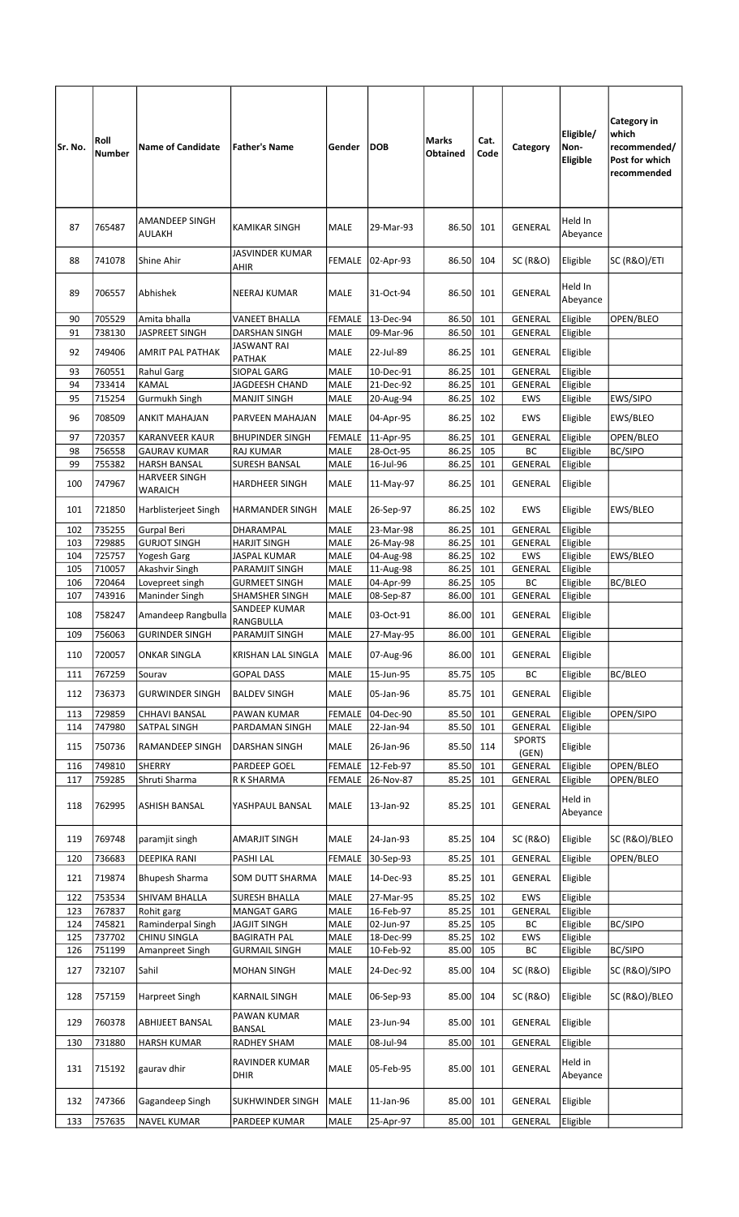| Sr. No. | Roll Number | Name of Candidate | Father's Name | Gender | DOB | Marks Obtained | Cat. Code | Category | Eligible/ Non-Eligible | Category in which recommended/ Post for which recommended |
|---|---|---|---|---|---|---|---|---|---|---|
| 87 | 765487 | AMANDEEP SINGH AULAKH | KAMIKAR SINGH | MALE | 29-Mar-93 | 86.50 | 101 | GENERAL | Held In Abeyance | |
| 88 | 741078 | Shine Ahir | JASVINDER KUMAR AHIR | FEMALE | 02-Apr-93 | 86.50 | 104 | SC (R&O) | Eligible | SC (R&O)/ETI |
| 89 | 706557 | Abhishek | NEERAJ KUMAR | MALE | 31-Oct-94 | 86.50 | 101 | GENERAL | Held In Abeyance | |
| 90 | 705529 | Amita bhalla | VANEET BHALLA | FEMALE | 13-Dec-94 | 86.50 | 101 | GENERAL | Eligible | OPEN/BLEO |
| 91 | 738130 | JASPREET SINGH | DARSHAN SINGH | MALE | 09-Mar-96 | 86.50 | 101 | GENERAL | Eligible | |
| 92 | 749406 | AMRIT PAL PATHAK | JASWANT RAI PATHAK | MALE | 22-Jul-89 | 86.25 | 101 | GENERAL | Eligible | |
| 93 | 760551 | Rahul Garg | SIOPAL GARG | MALE | 10-Dec-91 | 86.25 | 101 | GENERAL | Eligible | |
| 94 | 733414 | KAMAL | JAGDEESH CHAND | MALE | 21-Dec-92 | 86.25 | 101 | GENERAL | Eligible | |
| 95 | 715254 | Gurmukh Singh | MANJIT SINGH | MALE | 20-Aug-94 | 86.25 | 102 | EWS | Eligible | EWS/SIPO |
| 96 | 708509 | ANKIT MAHAJAN | PARVEEN MAHAJAN | MALE | 04-Apr-95 | 86.25 | 102 | EWS | Eligible | EWS/BLEO |
| 97 | 720357 | KARANVEER KAUR | BHUPINDER SINGH | FEMALE | 11-Apr-95 | 86.25 | 101 | GENERAL | Eligible | OPEN/BLEO |
| 98 | 756558 | GAURAV KUMAR | RAJ KUMAR | MALE | 28-Oct-95 | 86.25 | 105 | BC | Eligible | BC/SIPO |
| 99 | 755382 | HARSH BANSAL | SURESH BANSAL | MALE | 16-Jul-96 | 86.25 | 101 | GENERAL | Eligible | |
| 100 | 747967 | HARVEER SINGH WARAICH | HARDHEER SINGH | MALE | 11-May-97 | 86.25 | 101 | GENERAL | Eligible | |
| 101 | 721850 | Harblisterjeet Singh | HARMANDER SINGH | MALE | 26-Sep-97 | 86.25 | 102 | EWS | Eligible | EWS/BLEO |
| 102 | 735255 | Gurpal Beri | DHARAMPAL | MALE | 23-Mar-98 | 86.25 | 101 | GENERAL | Eligible | |
| 103 | 729885 | GURJOT SINGH | HARJIT SINGH | MALE | 26-May-98 | 86.25 | 101 | GENERAL | Eligible | |
| 104 | 725757 | Yogesh Garg | JASPAL KUMAR | MALE | 04-Aug-98 | 86.25 | 102 | EWS | Eligible | EWS/BLEO |
| 105 | 710057 | Akashvir Singh | PARAMJIT SINGH | MALE | 11-Aug-98 | 86.25 | 101 | GENERAL | Eligible | |
| 106 | 720464 | Lovepreet singh | GURMEET SINGH | MALE | 04-Apr-99 | 86.25 | 105 | BC | Eligible | BC/BLEO |
| 107 | 743916 | Maninder Singh | SHAMSHER SINGH | MALE | 08-Sep-87 | 86.00 | 101 | GENERAL | Eligible | |
| 108 | 758247 | Amandeep Rangbulla | SANDEEP KUMAR RANGBULLA | MALE | 03-Oct-91 | 86.00 | 101 | GENERAL | Eligible | |
| 109 | 756063 | GURINDER SINGH | PARAMJIT SINGH | MALE | 27-May-95 | 86.00 | 101 | GENERAL | Eligible | |
| 110 | 720057 | ONKAR SINGLA | KRISHAN LAL SINGLA | MALE | 07-Aug-96 | 86.00 | 101 | GENERAL | Eligible | |
| 111 | 767259 | Sourav | GOPAL DASS | MALE | 15-Jun-95 | 85.75 | 105 | BC | Eligible | BC/BLEO |
| 112 | 736373 | GURWINDER SINGH | BALDEV SINGH | MALE | 05-Jan-96 | 85.75 | 101 | GENERAL | Eligible | |
| 113 | 729859 | CHHAVI BANSAL | PAWAN KUMAR | FEMALE | 04-Dec-90 | 85.50 | 101 | GENERAL | Eligible | OPEN/SIPO |
| 114 | 747980 | SATPAL SINGH | PARDAMAN SINGH | MALE | 22-Jan-94 | 85.50 | 101 | GENERAL | Eligible | |
| 115 | 750736 | RAMANDEEP SINGH | DARSHAN SINGH | MALE | 26-Jan-96 | 85.50 | 114 | SPORTS (GEN) | Eligible | |
| 116 | 749810 | SHERRY | PARDEEP GOEL | FEMALE | 12-Feb-97 | 85.50 | 101 | GENERAL | Eligible | OPEN/BLEO |
| 117 | 759285 | Shruti Sharma | R K SHARMA | FEMALE | 26-Nov-87 | 85.25 | 101 | GENERAL | Eligible | OPEN/BLEO |
| 118 | 762995 | ASHISH BANSAL | YASHPAUL BANSAL | MALE | 13-Jan-92 | 85.25 | 101 | GENERAL | Held in Abeyance | |
| 119 | 769748 | paramjit singh | AMARJIT SINGH | MALE | 24-Jan-93 | 85.25 | 104 | SC (R&O) | Eligible | SC (R&O)/BLEO |
| 120 | 736683 | DEEPIKA RANI | PASHI LAL | FEMALE | 30-Sep-93 | 85.25 | 101 | GENERAL | Eligible | OPEN/BLEO |
| 121 | 719874 | Bhupesh Sharma | SOM DUTT SHARMA | MALE | 14-Dec-93 | 85.25 | 101 | GENERAL | Eligible | |
| 122 | 753534 | SHIVAM BHALLA | SURESH BHALLA | MALE | 27-Mar-95 | 85.25 | 102 | EWS | Eligible | |
| 123 | 767837 | Rohit garg | MANGAT GARG | MALE | 16-Feb-97 | 85.25 | 101 | GENERAL | Eligible | |
| 124 | 745821 | Raminderpal Singh | JAGJIT SINGH | MALE | 02-Jun-97 | 85.25 | 105 | BC | Eligible | BC/SIPO |
| 125 | 737702 | CHINU SINGLA | BAGIRATH PAL | MALE | 18-Dec-99 | 85.25 | 102 | EWS | Eligible | |
| 126 | 751199 | Amanpreet Singh | GURMAIL SINGH | MALE | 10-Feb-92 | 85.00 | 105 | BC | Eligible | BC/SIPO |
| 127 | 732107 | Sahil | MOHAN SINGH | MALE | 24-Dec-92 | 85.00 | 104 | SC (R&O) | Eligible | SC (R&O)/SIPO |
| 128 | 757159 | Harpreet Singh | KARNAIL SINGH | MALE | 06-Sep-93 | 85.00 | 104 | SC (R&O) | Eligible | SC (R&O)/BLEO |
| 129 | 760378 | ABHIJEET BANSAL | PAWAN KUMAR BANSAL | MALE | 23-Jun-94 | 85.00 | 101 | GENERAL | Eligible | |
| 130 | 731880 | HARSH KUMAR | RADHEY SHAM | MALE | 08-Jul-94 | 85.00 | 101 | GENERAL | Eligible | |
| 131 | 715192 | gaurav dhir | RAVINDER KUMAR DHIR | MALE | 05-Feb-95 | 85.00 | 101 | GENERAL | Held in Abeyance | |
| 132 | 747366 | Gagandeep Singh | SUKHWINDER SINGH | MALE | 11-Jan-96 | 85.00 | 101 | GENERAL | Eligible | |
| 133 | 757635 | NAVEL KUMAR | PARDEEP KUMAR | MALE | 25-Apr-97 | 85.00 | 101 | GENERAL | Eligible | |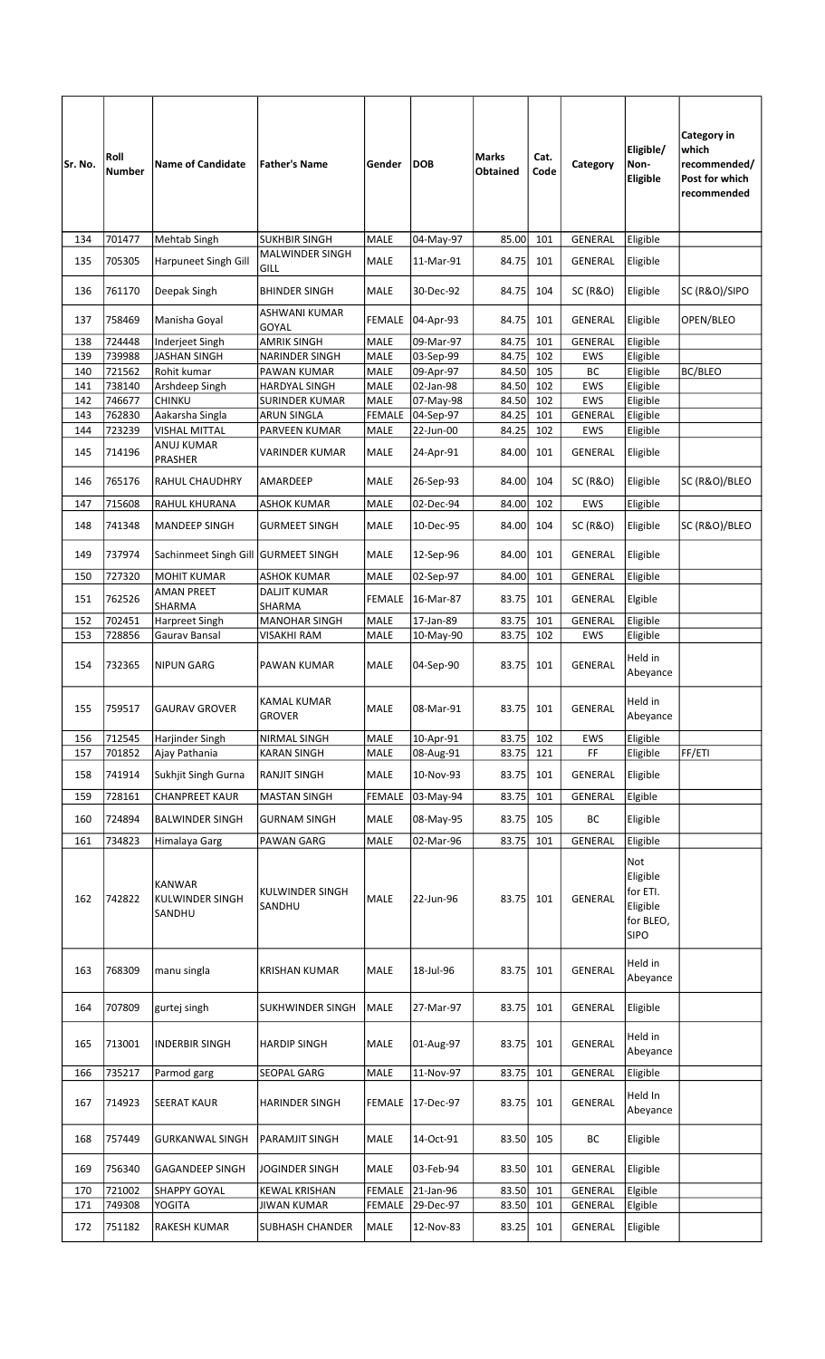| Sr. No. | Roll Number | Name of Candidate | Father's Name | Gender | DOB | Marks Obtained | Cat. Code | Category | Eligible/ Non-Eligible | Category in which recommended/ Post for which recommended |
|---|---|---|---|---|---|---|---|---|---|---|
| 134 | 701477 | Mehtab Singh | SUKHBIR SINGH | MALE | 04-May-97 | 85.00 | 101 | GENERAL | Eligible | |
| 135 | 705305 | Harpuneet Singh Gill | MALWINDER SINGH GILL | MALE | 11-Mar-91 | 84.75 | 101 | GENERAL | Eligible | |
| 136 | 761170 | Deepak Singh | BHINDER SINGH | MALE | 30-Dec-92 | 84.75 | 104 | SC (R&O) | Eligible | SC (R&O)/SIPO |
| 137 | 758469 | Manisha Goyal | ASHWANI KUMAR GOYAL | FEMALE | 04-Apr-93 | 84.75 | 101 | GENERAL | Eligible | OPEN/BLEO |
| 138 | 724448 | Inderjeet Singh | AMRIK SINGH | MALE | 09-Mar-97 | 84.75 | 101 | GENERAL | Eligible | |
| 139 | 739988 | JASHAN SINGH | NARINDER SINGH | MALE | 03-Sep-99 | 84.75 | 102 | EWS | Eligible | |
| 140 | 721562 | Rohit kumar | PAWAN KUMAR | MALE | 09-Apr-97 | 84.50 | 105 | BC | Eligible | BC/BLEO |
| 141 | 738140 | Arshdeep Singh | HARDYAL SINGH | MALE | 02-Jan-98 | 84.50 | 102 | EWS | Eligible | |
| 142 | 746677 | CHINKU | SURINDER KUMAR | MALE | 07-May-98 | 84.50 | 102 | EWS | Eligible | |
| 143 | 762830 | Aakarsha Singla | ARUN SINGLA | FEMALE | 04-Sep-97 | 84.25 | 101 | GENERAL | Eligible | |
| 144 | 723239 | VISHAL MITTAL | PARVEEN KUMAR | MALE | 22-Jun-00 | 84.25 | 102 | EWS | Eligible | |
| 145 | 714196 | ANUJ KUMAR PRASHER | VARINDER KUMAR | MALE | 24-Apr-91 | 84.00 | 101 | GENERAL | Eligible | |
| 146 | 765176 | RAHUL CHAUDHRY | AMARDEEP | MALE | 26-Sep-93 | 84.00 | 104 | SC (R&O) | Eligible | SC (R&O)/BLEO |
| 147 | 715608 | RAHUL KHURANA | ASHOK KUMAR | MALE | 02-Dec-94 | 84.00 | 102 | EWS | Eligible | |
| 148 | 741348 | MANDEEP SINGH | GURMEET SINGH | MALE | 10-Dec-95 | 84.00 | 104 | SC (R&O) | Eligible | SC (R&O)/BLEO |
| 149 | 737974 | Sachinmeet Singh Gill | GURMEET SINGH | MALE | 12-Sep-96 | 84.00 | 101 | GENERAL | Eligible | |
| 150 | 727320 | MOHIT KUMAR | ASHOK KUMAR | MALE | 02-Sep-97 | 84.00 | 101 | GENERAL | Eligible | |
| 151 | 762526 | AMAN PREET SHARMA | DALJIT KUMAR SHARMA | FEMALE | 16-Mar-87 | 83.75 | 101 | GENERAL | Elgible | |
| 152 | 702451 | Harpreet Singh | MANOHAR SINGH | MALE | 17-Jan-89 | 83.75 | 101 | GENERAL | Eligible | |
| 153 | 728856 | Gaurav Bansal | VISAKHI RAM | MALE | 10-May-90 | 83.75 | 102 | EWS | Eligible | |
| 154 | 732365 | NIPUN GARG | PAWAN KUMAR | MALE | 04-Sep-90 | 83.75 | 101 | GENERAL | Held in Abeyance | |
| 155 | 759517 | GAURAV GROVER | KAMAL KUMAR GROVER | MALE | 08-Mar-91 | 83.75 | 101 | GENERAL | Held in Abeyance | |
| 156 | 712545 | Harjinder Singh | NIRMAL SINGH | MALE | 10-Apr-91 | 83.75 | 102 | EWS | Eligible | |
| 157 | 701852 | Ajay Pathania | KARAN SINGH | MALE | 08-Aug-91 | 83.75 | 121 | FF | Eligible | FF/ETI |
| 158 | 741914 | Sukhjit Singh Gurna | RANJIT SINGH | MALE | 10-Nov-93 | 83.75 | 101 | GENERAL | Eligible | |
| 159 | 728161 | CHANPREET KAUR | MASTAN SINGH | FEMALE | 03-May-94 | 83.75 | 101 | GENERAL | Elgible | |
| 160 | 724894 | BALWINDER SINGH | GURNAM SINGH | MALE | 08-May-95 | 83.75 | 105 | BC | Eligible | |
| 161 | 734823 | Himalaya Garg | PAWAN GARG | MALE | 02-Mar-96 | 83.75 | 101 | GENERAL | Eligible | |
| 162 | 742822 | KANWAR KULWINDER SINGH SANDHU | KULWINDER SINGH SANDHU | MALE | 22-Jun-96 | 83.75 | 101 | GENERAL | Not Eligible for ETI. Eligible for BLEO, SIPO | |
| 163 | 768309 | manu singla | KRISHAN KUMAR | MALE | 18-Jul-96 | 83.75 | 101 | GENERAL | Held in Abeyance | |
| 164 | 707809 | gurtej singh | SUKHWINDER SINGH | MALE | 27-Mar-97 | 83.75 | 101 | GENERAL | Eligible | |
| 165 | 713001 | INDERBIR SINGH | HARDIP SINGH | MALE | 01-Aug-97 | 83.75 | 101 | GENERAL | Held in Abeyance | |
| 166 | 735217 | Parmod garg | SEOPAL GARG | MALE | 11-Nov-97 | 83.75 | 101 | GENERAL | Eligible | |
| 167 | 714923 | SEERAT KAUR | HARINDER SINGH | FEMALE | 17-Dec-97 | 83.75 | 101 | GENERAL | Held In Abeyance | |
| 168 | 757449 | GURKANWAL SINGH | PARAMJIT SINGH | MALE | 14-Oct-91 | 83.50 | 105 | BC | Eligible | |
| 169 | 756340 | GAGANDEEP SINGH | JOGINDER SINGH | MALE | 03-Feb-94 | 83.50 | 101 | GENERAL | Eligible | |
| 170 | 721002 | SHAPPY GOYAL | KEWAL KRISHAN | FEMALE | 21-Jan-96 | 83.50 | 101 | GENERAL | Elgible | |
| 171 | 749308 | YOGITA | JIWAN KUMAR | FEMALE | 29-Dec-97 | 83.50 | 101 | GENERAL | Elgible | |
| 172 | 751182 | RAKESH KUMAR | SUBHASH CHANDER | MALE | 12-Nov-83 | 83.25 | 101 | GENERAL | Eligible | |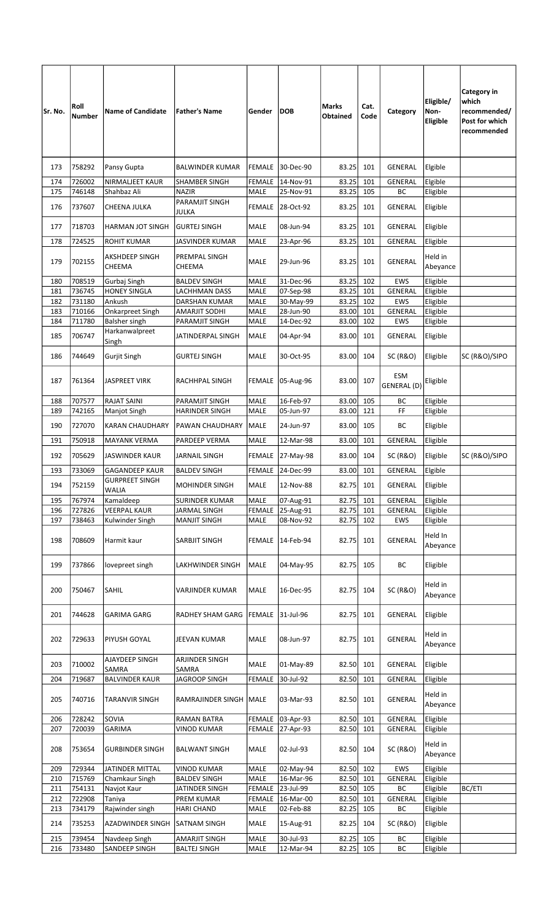| Sr. No. | Roll Number | Name of Candidate | Father's Name | Gender | DOB | Marks Obtained | Cat. Code | Category | Eligible/ Non-Eligible | Category in which recommended/ Post for which recommended |
|---|---|---|---|---|---|---|---|---|---|---|
| 173 | 758292 | Pansy Gupta | BALWINDER KUMAR | FEMALE | 30-Dec-90 | 83.25 | 101 | GENERAL | Elgible | |
| 174 | 726002 | NIRMALJEET KAUR | SHAMBER SINGH | FEMALE | 14-Nov-91 | 83.25 | 101 | GENERAL | Elgible | |
| 175 | 746148 | Shahbaz Ali | NAZIR | MALE | 25-Nov-91 | 83.25 | 105 | BC | Eligible | |
| 176 | 737607 | CHEENA JULKA | PARAMJIT SINGH JULKA | FEMALE | 28-Oct-92 | 83.25 | 101 | GENERAL | Eligible | |
| 177 | 718703 | HARMAN JOT SINGH | GURTEJ SINGH | MALE | 08-Jun-94 | 83.25 | 101 | GENERAL | Eligible | |
| 178 | 724525 | ROHIT KUMAR | JASVINDER KUMAR | MALE | 23-Apr-96 | 83.25 | 101 | GENERAL | Eligible | |
| 179 | 702155 | AKSHDEEP SINGH CHEEMA | PREMPAL SINGH CHEEMA | MALE | 29-Jun-96 | 83.25 | 101 | GENERAL | Held in Abeyance | |
| 180 | 708519 | Gurbaj Singh | BALDEV SINGH | MALE | 31-Dec-96 | 83.25 | 102 | EWS | Eligible | |
| 181 | 736745 | HONEY SINGLA | LACHHMAN DASS | MALE | 07-Sep-98 | 83.25 | 101 | GENERAL | Eligible | |
| 182 | 731180 | Ankush | DARSHAN KUMAR | MALE | 30-May-99 | 83.25 | 102 | EWS | Eligible | |
| 183 | 710166 | Onkarpreet Singh | AMARJIT SODHI | MALE | 28-Jun-90 | 83.00 | 101 | GENERAL | Eligible | |
| 184 | 711780 | Balsher singh | PARAMJIT SINGH | MALE | 14-Dec-92 | 83.00 | 102 | EWS | Eligible | |
| 185 | 706747 | Harkanwalpreet Singh | JATINDERPAL SINGH | MALE | 04-Apr-94 | 83.00 | 101 | GENERAL | Eligible | |
| 186 | 744649 | Gurjit Singh | GURTEJ SINGH | MALE | 30-Oct-95 | 83.00 | 104 | SC (R&O) | Eligible | SC (R&O)/SIPO |
| 187 | 761364 | JASPREET VIRK | RACHHPAL SINGH | FEMALE | 05-Aug-96 | 83.00 | 107 | ESM GENERAL (D) | Eligible | |
| 188 | 707577 | RAJAT SAINI | PARAMJIT SINGH | MALE | 16-Feb-97 | 83.00 | 105 | BC | Eligible | |
| 189 | 742165 | Manjot Singh | HARINDER SINGH | MALE | 05-Jun-97 | 83.00 | 121 | FF | Eligible | |
| 190 | 727070 | KARAN CHAUDHARY | PAWAN CHAUDHARY | MALE | 24-Jun-97 | 83.00 | 105 | BC | Eligible | |
| 191 | 750918 | MAYANK VERMA | PARDEEP VERMA | MALE | 12-Mar-98 | 83.00 | 101 | GENERAL | Eligible | |
| 192 | 705629 | JASWINDER KAUR | JARNAIL SINGH | FEMALE | 27-May-98 | 83.00 | 104 | SC (R&O) | Eligible | SC (R&O)/SIPO |
| 193 | 733069 | GAGANDEEP KAUR | BALDEV SINGH | FEMALE | 24-Dec-99 | 83.00 | 101 | GENERAL | Elgible | |
| 194 | 752159 | GURPREET SINGH WALIA | MOHINDER SINGH | MALE | 12-Nov-88 | 82.75 | 101 | GENERAL | Eligible | |
| 195 | 767974 | Kamaldeep | SURINDER KUMAR | MALE | 07-Aug-91 | 82.75 | 101 | GENERAL | Eligible | |
| 196 | 727826 | VEERPAL KAUR | JARMAL SINGH | FEMALE | 25-Aug-91 | 82.75 | 101 | GENERAL | Eligible | |
| 197 | 738463 | Kulwinder Singh | MANJIT SINGH | MALE | 08-Nov-92 | 82.75 | 102 | EWS | Eligible | |
| 198 | 708609 | Harmit kaur | SARBJIT SINGH | FEMALE | 14-Feb-94 | 82.75 | 101 | GENERAL | Held In Abeyance | |
| 199 | 737866 | lovepreet singh | LAKHWINDER SINGH | MALE | 04-May-95 | 82.75 | 105 | BC | Eligible | |
| 200 | 750467 | SAHIL | VARJINDER KUMAR | MALE | 16-Dec-95 | 82.75 | 104 | SC (R&O) | Held in Abeyance | |
| 201 | 744628 | GARIMA GARG | RADHEY SHAM GARG | FEMALE | 31-Jul-96 | 82.75 | 101 | GENERAL | Eligible | |
| 202 | 729633 | PIYUSH GOYAL | JEEVAN KUMAR | MALE | 08-Jun-97 | 82.75 | 101 | GENERAL | Held in Abeyance | |
| 203 | 710002 | AJAYDEEP SINGH SAMRA | ARJINDER SINGH SAMRA | MALE | 01-May-89 | 82.50 | 101 | GENERAL | Eligible | |
| 204 | 719687 | BALVINDER KAUR | JAGROOP SINGH | FEMALE | 30-Jul-92 | 82.50 | 101 | GENERAL | Eligible | |
| 205 | 740716 | TARANVIR SINGH | RAMRAJINDER SINGH | MALE | 03-Mar-93 | 82.50 | 101 | GENERAL | Held in Abeyance | |
| 206 | 728242 | SOVIA | RAMAN BATRA | FEMALE | 03-Apr-93 | 82.50 | 101 | GENERAL | Eligible | |
| 207 | 720039 | GARIMA | VINOD KUMAR | FEMALE | 27-Apr-93 | 82.50 | 101 | GENERAL | Eligible | |
| 208 | 753654 | GURBINDER SINGH | BALWANT SINGH | MALE | 02-Jul-93 | 82.50 | 104 | SC (R&O) | Held in Abeyance | |
| 209 | 729344 | JATINDER MITTAL | VINOD KUMAR | MALE | 02-May-94 | 82.50 | 102 | EWS | Eligible | |
| 210 | 715769 | Chamkaur Singh | BALDEV SINGH | MALE | 16-Mar-96 | 82.50 | 101 | GENERAL | Eligible | |
| 211 | 754131 | Navjot Kaur | JATINDER SINGH | FEMALE | 23-Jul-99 | 82.50 | 105 | BC | Eligible | BC/ETI |
| 212 | 722908 | Taniya | PREM KUMAR | FEMALE | 16-Mar-00 | 82.50 | 101 | GENERAL | Eligible | |
| 213 | 734179 | Rajwinder singh | HARI CHAND | MALE | 02-Feb-88 | 82.25 | 105 | BC | Eligible | |
| 214 | 735253 | AZADWINDER SINGH | SATNAM SINGH | MALE | 15-Aug-91 | 82.25 | 104 | SC (R&O) | Eligible | |
| 215 | 739454 | Navdeep Singh | AMARJIT SINGH | MALE | 30-Jul-93 | 82.25 | 105 | BC | Eligible | |
| 216 | 733480 | SANDEEP SINGH | BALTEJ SINGH | MALE | 12-Mar-94 | 82.25 | 105 | BC | Eligible | |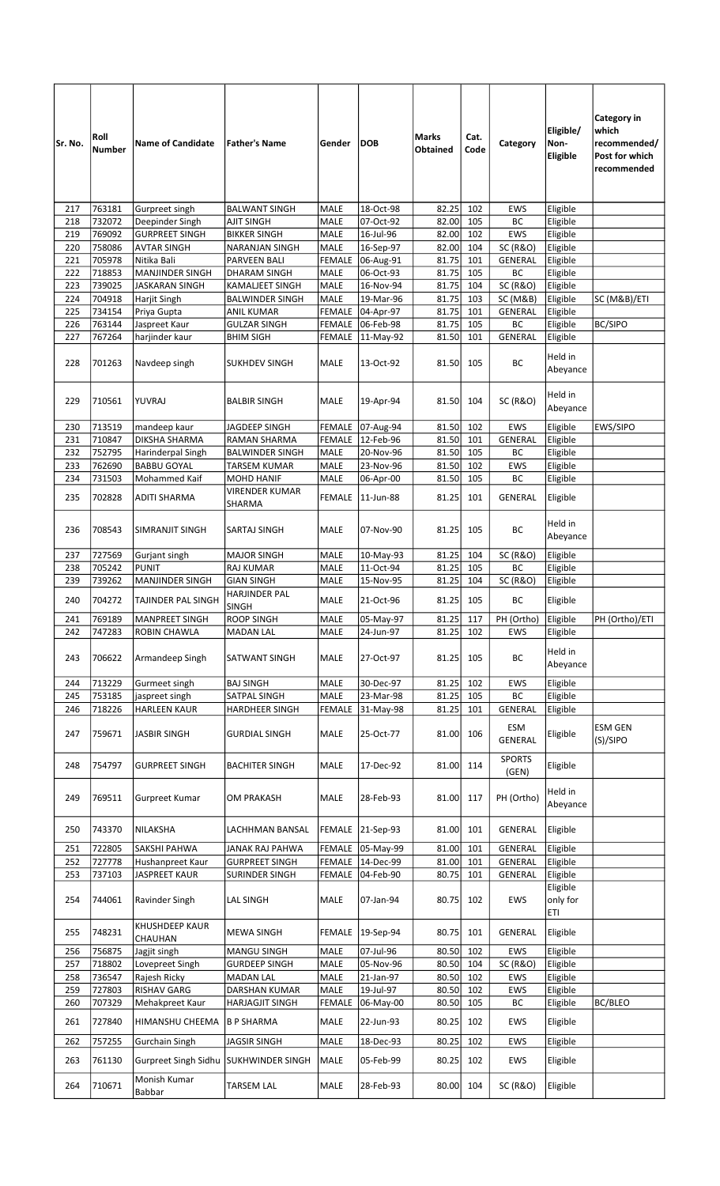| Sr. No. | Roll Number | Name of Candidate | Father's Name | Gender | DOB | Marks Obtained | Cat. Code | Category | Eligible/ Non-Eligible | Category in which recommended/ Post for which recommended |
|---|---|---|---|---|---|---|---|---|---|---|
| 217 | 763181 | Gurpreet singh | BALWANT SINGH | MALE | 18-Oct-98 | 82.25 | 102 | EWS | Eligible | |
| 218 | 732072 | Deepinder Singh | AJIT SINGH | MALE | 07-Oct-92 | 82.00 | 105 | BC | Eligible | |
| 219 | 769092 | GURPREET SINGH | BIKKER SINGH | MALE | 16-Jul-96 | 82.00 | 102 | EWS | Eligible | |
| 220 | 758086 | AVTAR SINGH | NARANJAN SINGH | MALE | 16-Sep-97 | 82.00 | 104 | SC (R&O) | Eligible | |
| 221 | 705978 | Nitika Bali | PARVEEN BALI | FEMALE | 06-Aug-91 | 81.75 | 101 | GENERAL | Eligible | |
| 222 | 718853 | MANJINDER SINGH | DHARAM SINGH | MALE | 06-Oct-93 | 81.75 | 105 | BC | Eligible | |
| 223 | 739025 | JASKARAN SINGH | KAMALJEET SINGH | MALE | 16-Nov-94 | 81.75 | 104 | SC (R&O) | Eligible | |
| 224 | 704918 | Harjit Singh | BALWINDER SINGH | MALE | 19-Mar-96 | 81.75 | 103 | SC (M&B) | Eligible | SC (M&B)/ETI |
| 225 | 734154 | Priya Gupta | ANIL KUMAR | FEMALE | 04-Apr-97 | 81.75 | 101 | GENERAL | Eligible | |
| 226 | 763144 | Jaspreet Kaur | GULZAR SINGH | FEMALE | 06-Feb-98 | 81.75 | 105 | BC | Eligible | BC/SIPO |
| 227 | 767264 | harjinder kaur | BHIM SIGH | FEMALE | 11-May-92 | 81.50 | 101 | GENERAL | Eligible | |
| 228 | 701263 | Navdeep singh | SUKHDEV SINGH | MALE | 13-Oct-92 | 81.50 | 105 | BC | Held in Abeyance | |
| 229 | 710561 | YUVRAJ | BALBIR SINGH | MALE | 19-Apr-94 | 81.50 | 104 | SC (R&O) | Held in Abeyance | |
| 230 | 713519 | mandeep kaur | JAGDEEP SINGH | FEMALE | 07-Aug-94 | 81.50 | 102 | EWS | Eligible | EWS/SIPO |
| 231 | 710847 | DIKSHA SHARMA | RAMAN SHARMA | FEMALE | 12-Feb-96 | 81.50 | 101 | GENERAL | Eligible | |
| 232 | 752795 | Harinderpal Singh | BALWINDER SINGH | MALE | 20-Nov-96 | 81.50 | 105 | BC | Eligible | |
| 233 | 762690 | BABBU GOYAL | TARSEM KUMAR | MALE | 23-Nov-96 | 81.50 | 102 | EWS | Eligible | |
| 234 | 731503 | Mohammed Kaif | MOHD HANIF | MALE | 06-Apr-00 | 81.50 | 105 | BC | Eligible | |
| 235 | 702828 | ADITI SHARMA | VIRENDER KUMAR SHARMA | FEMALE | 11-Jun-88 | 81.25 | 101 | GENERAL | Eligible | |
| 236 | 708543 | SIMRANJIT SINGH | SARTAJ SINGH | MALE | 07-Nov-90 | 81.25 | 105 | BC | Held in Abeyance | |
| 237 | 727569 | Gurjant singh | MAJOR SINGH | MALE | 10-May-93 | 81.25 | 104 | SC (R&O) | Eligible | |
| 238 | 705242 | PUNIT | RAJ KUMAR | MALE | 11-Oct-94 | 81.25 | 105 | BC | Eligible | |
| 239 | 739262 | MANJINDER SINGH | GIAN SINGH | MALE | 15-Nov-95 | 81.25 | 104 | SC (R&O) | Eligible | |
| 240 | 704272 | TAJINDER PAL SINGH | HARJINDER PAL SINGH | MALE | 21-Oct-96 | 81.25 | 105 | BC | Eligible | |
| 241 | 769189 | MANPREET SINGH | ROOP SINGH | MALE | 05-May-97 | 81.25 | 117 | PH (Ortho) | Eligible | PH (Ortho)/ETI |
| 242 | 747283 | ROBIN CHAWLA | MADAN LAL | MALE | 24-Jun-97 | 81.25 | 102 | EWS | Eligible | |
| 243 | 706622 | Armandeep Singh | SATWANT SINGH | MALE | 27-Oct-97 | 81.25 | 105 | BC | Held in Abeyance | |
| 244 | 713229 | Gurmeet singh | BAJ SINGH | MALE | 30-Dec-97 | 81.25 | 102 | EWS | Eligible | |
| 245 | 753185 | jaspreet singh | SATPAL SINGH | MALE | 23-Mar-98 | 81.25 | 105 | BC | Eligible | |
| 246 | 718226 | HARLEEN KAUR | HARDHEER SINGH | FEMALE | 31-May-98 | 81.25 | 101 | GENERAL | Eligible | |
| 247 | 759671 | JASBIR SINGH | GURDIAL SINGH | MALE | 25-Oct-77 | 81.00 | 106 | ESM GENERAL | Eligible | ESM GEN (S)/SIPO |
| 248 | 754797 | GURPREET SINGH | BACHITER SINGH | MALE | 17-Dec-92 | 81.00 | 114 | SPORTS (GEN) | Eligible | |
| 249 | 769511 | Gurpreet Kumar | OM PRAKASH | MALE | 28-Feb-93 | 81.00 | 117 | PH (Ortho) | Held in Abeyance | |
| 250 | 743370 | NILAKSHA | LACHHMAN BANSAL | FEMALE | 21-Sep-93 | 81.00 | 101 | GENERAL | Eligible | |
| 251 | 722805 | SAKSHI PAHWA | JANAK RAJ PAHWA | FEMALE | 05-May-99 | 81.00 | 101 | GENERAL | Eligible | |
| 252 | 727778 | Hushanpreet Kaur | GURPREET SINGH | FEMALE | 14-Dec-99 | 81.00 | 101 | GENERAL | Eligible | |
| 253 | 737103 | JASPREET KAUR | SURINDER SINGH | FEMALE | 04-Feb-90 | 80.75 | 101 | GENERAL | Eligible | |
| 254 | 744061 | Ravinder Singh | LAL SINGH | MALE | 07-Jan-94 | 80.75 | 102 | EWS | Eligible only for ETI | |
| 255 | 748231 | KHUSHDEEP KAUR CHAUHAN | MEWA SINGH | FEMALE | 19-Sep-94 | 80.75 | 101 | GENERAL | Eligible | |
| 256 | 756875 | Jagjit singh | MANGU SINGH | MALE | 07-Jul-96 | 80.50 | 102 | EWS | Eligible | |
| 257 | 718802 | Lovepreet Singh | GURDEEP SINGH | MALE | 05-Nov-96 | 80.50 | 104 | SC (R&O) | Eligible | |
| 258 | 736547 | Rajesh Ricky | MADAN LAL | MALE | 21-Jan-97 | 80.50 | 102 | EWS | Eligible | |
| 259 | 727803 | RISHAV GARG | DARSHAN KUMAR | MALE | 19-Jul-97 | 80.50 | 102 | EWS | Eligible | |
| 260 | 707329 | Mehakpreet Kaur | HARJAGJIT SINGH | FEMALE | 06-May-00 | 80.50 | 105 | BC | Eligible | BC/BLEO |
| 261 | 727840 | HIMANSHU CHEEMA | B P SHARMA | MALE | 22-Jun-93 | 80.25 | 102 | EWS | Eligible | |
| 262 | 757255 | Gurchain Singh | JAGSIR SINGH | MALE | 18-Dec-93 | 80.25 | 102 | EWS | Eligible | |
| 263 | 761130 | Gurpreet Singh Sidhu | SUKHWINDER SINGH | MALE | 05-Feb-99 | 80.25 | 102 | EWS | Eligible | |
| 264 | 710671 | Monish Kumar Babbar | TARSEM LAL | MALE | 28-Feb-93 | 80.00 | 104 | SC (R&O) | Eligible | |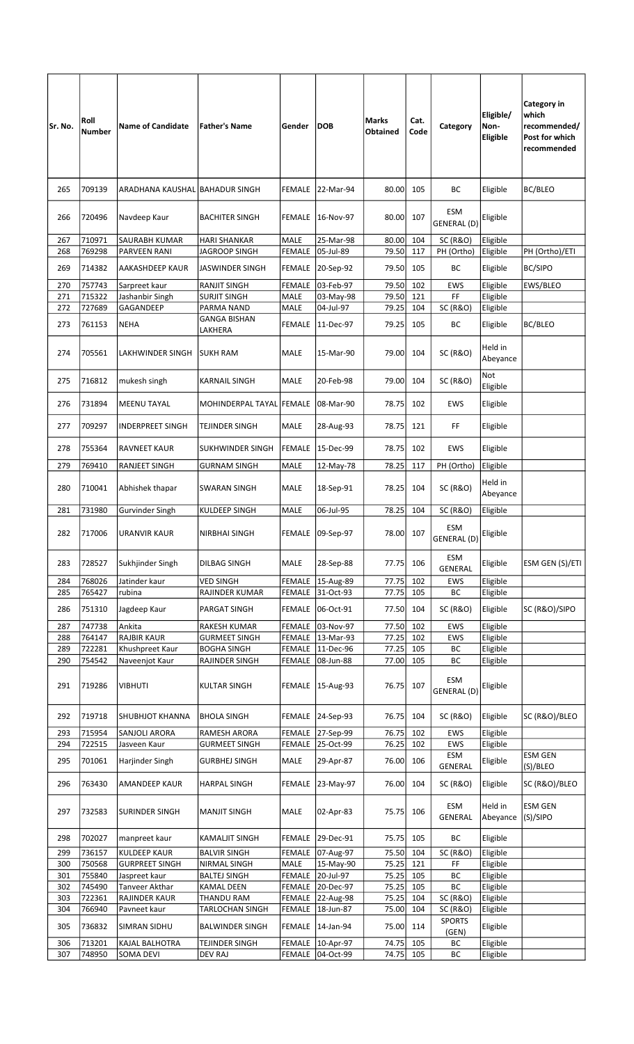| Sr. No. | Roll Number | Name of Candidate | Father's Name | Gender | DOB | Marks Obtained | Cat. Code | Category | Eligible/ Non-Eligible | Category in which recommended/ Post for which recommended |
|---|---|---|---|---|---|---|---|---|---|---|
| 265 | 709139 | ARADHANA KAUSHAL | BAHADUR SINGH | FEMALE | 22-Mar-94 | 80.00 | 105 | BC | Eligible | BC/BLEO |
| 266 | 720496 | Navdeep Kaur | BACHITER SINGH | FEMALE | 16-Nov-97 | 80.00 | 107 | ESM GENERAL (D) | Eligible | |
| 267 | 710971 | SAURABH KUMAR | HARI SHANKAR | MALE | 25-Mar-98 | 80.00 | 104 | SC (R&O) | Eligible | |
| 268 | 769298 | PARVEEN RANI | JAGROOP SINGH | FEMALE | 05-Jul-89 | 79.50 | 117 | PH (Ortho) | Eligible | PH (Ortho)/ETI |
| 269 | 714382 | AAKASHDEEP KAUR | JASWINDER SINGH | FEMALE | 20-Sep-92 | 79.50 | 105 | BC | Eligible | BC/SIPO |
| 270 | 757743 | Sarpreet kaur | RANJIT SINGH | FEMALE | 03-Feb-97 | 79.50 | 102 | EWS | Eligible | EWS/BLEO |
| 271 | 715322 | Jashanbir Singh | SURJIT SINGH | MALE | 03-May-98 | 79.50 | 121 | FF | Eligible | |
| 272 | 727689 | GAGANDEEP | PARMA NAND | MALE | 04-Jul-97 | 79.25 | 104 | SC (R&O) | Eligible | |
| 273 | 761153 | NEHA | GANGA BISHAN LAKHERA | FEMALE | 11-Dec-97 | 79.25 | 105 | BC | Eligible | BC/BLEO |
| 274 | 705561 | LAKHWINDER SINGH | SUKH RAM | MALE | 15-Mar-90 | 79.00 | 104 | SC (R&O) | Held in Abeyance | |
| 275 | 716812 | mukesh singh | KARNAIL SINGH | MALE | 20-Feb-98 | 79.00 | 104 | SC (R&O) | Not Eligible | |
| 276 | 731894 | MEENU TAYAL | MOHINDERPAL TAYAL | FEMALE | 08-Mar-90 | 78.75 | 102 | EWS | Eligible | |
| 277 | 709297 | INDERPREET SINGH | TEJINDER SINGH | MALE | 28-Aug-93 | 78.75 | 121 | FF | Eligible | |
| 278 | 755364 | RAVNEET KAUR | SUKHWINDER SINGH | FEMALE | 15-Dec-99 | 78.75 | 102 | EWS | Eligible | |
| 279 | 769410 | RANJEET SINGH | GURNAM SINGH | MALE | 12-May-78 | 78.25 | 117 | PH (Ortho) | Eligible | |
| 280 | 710041 | Abhishek thapar | SWARAN SINGH | MALE | 18-Sep-91 | 78.25 | 104 | SC (R&O) | Held in Abeyance | |
| 281 | 731980 | Gurvinder Singh | KULDEEP SINGH | MALE | 06-Jul-95 | 78.25 | 104 | SC (R&O) | Eligible | |
| 282 | 717006 | URANVIR KAUR | NIRBHAI SINGH | FEMALE | 09-Sep-97 | 78.00 | 107 | ESM GENERAL (D) | Eligible | |
| 283 | 728527 | Sukhjinder Singh | DILBAG SINGH | MALE | 28-Sep-88 | 77.75 | 106 | ESM GENERAL | Eligible | ESM GEN (S)/ETI |
| 284 | 768026 | Jatinder kaur | VED SINGH | FEMALE | 15-Aug-89 | 77.75 | 102 | EWS | Eligible | |
| 285 | 765427 | rubina | RAJINDER KUMAR | FEMALE | 31-Oct-93 | 77.75 | 105 | BC | Eligible | |
| 286 | 751310 | Jagdeep Kaur | PARGAT SINGH | FEMALE | 06-Oct-91 | 77.50 | 104 | SC (R&O) | Eligible | SC (R&O)/SIPO |
| 287 | 747738 | Ankita | RAKESH KUMAR | FEMALE | 03-Nov-97 | 77.50 | 102 | EWS | Eligible | |
| 288 | 764147 | RAJBIR KAUR | GURMEET SINGH | FEMALE | 13-Mar-93 | 77.25 | 102 | EWS | Eligible | |
| 289 | 722281 | Khushpreet Kaur | BOGHA SINGH | FEMALE | 11-Dec-96 | 77.25 | 105 | BC | Eligible | |
| 290 | 754542 | Naveenjot Kaur | RAJINDER SINGH | FEMALE | 08-Jun-88 | 77.00 | 105 | BC | Eligible | |
| 291 | 719286 | VIBHUTI | KULTAR SINGH | FEMALE | 15-Aug-93 | 76.75 | 107 | ESM GENERAL (D) | Eligible | |
| 292 | 719718 | SHUBHJOT KHANNA | BHOLA SINGH | FEMALE | 24-Sep-93 | 76.75 | 104 | SC (R&O) | Eligible | SC (R&O)/BLEO |
| 293 | 715954 | SANJOLI ARORA | RAMESH ARORA | FEMALE | 27-Sep-99 | 76.75 | 102 | EWS | Eligible | |
| 294 | 722515 | Jasveen Kaur | GURMEET SINGH | FEMALE | 25-Oct-99 | 76.25 | 102 | EWS | Eligible | |
| 295 | 701061 | Harjinder Singh | GURBHEJ SINGH | MALE | 29-Apr-87 | 76.00 | 106 | ESM GENERAL | Eligible | ESM GEN (S)/BLEO |
| 296 | 763430 | AMANDEEP KAUR | HARPAL SINGH | FEMALE | 23-May-97 | 76.00 | 104 | SC (R&O) | Eligible | SC (R&O)/BLEO |
| 297 | 732583 | SURINDER SINGH | MANJIT SINGH | MALE | 02-Apr-83 | 75.75 | 106 | ESM GENERAL | Held in Abeyance | ESM GEN (S)/SIPO |
| 298 | 702027 | manpreet kaur | KAMALJIT SINGH | FEMALE | 29-Dec-91 | 75.75 | 105 | BC | Eligible | |
| 299 | 736157 | KULDEEP KAUR | BALVIR SINGH | FEMALE | 07-Aug-97 | 75.50 | 104 | SC (R&O) | Eligible | |
| 300 | 750568 | GURPREET SINGH | NIRMAL SINGH | MALE | 15-May-90 | 75.25 | 121 | FF | Eligible | |
| 301 | 755840 | Jaspreet kaur | BALTEJ SINGH | FEMALE | 20-Jul-97 | 75.25 | 105 | BC | Eligible | |
| 302 | 745490 | Tanveer Akthar | KAMAL DEEN | FEMALE | 20-Dec-97 | 75.25 | 105 | BC | Eligible | |
| 303 | 722361 | RAJINDER KAUR | THANDU RAM | FEMALE | 22-Aug-98 | 75.25 | 104 | SC (R&O) | Eligible | |
| 304 | 766940 | Pavneet kaur | TARLOCHAN SINGH | FEMALE | 18-Jun-87 | 75.00 | 104 | SC (R&O) | Eligible | |
| 305 | 736832 | SIMRAN SIDHU | BALWINDER SINGH | FEMALE | 14-Jan-94 | 75.00 | 114 | SPORTS (GEN) | Eligible | |
| 306 | 713201 | KAJAL BALHOTRA | TEJINDER SINGH | FEMALE | 10-Apr-97 | 74.75 | 105 | BC | Eligible | |
| 307 | 748950 | SOMA DEVI | DEV RAJ | FEMALE | 04-Oct-99 | 74.75 | 105 | BC | Eligible | |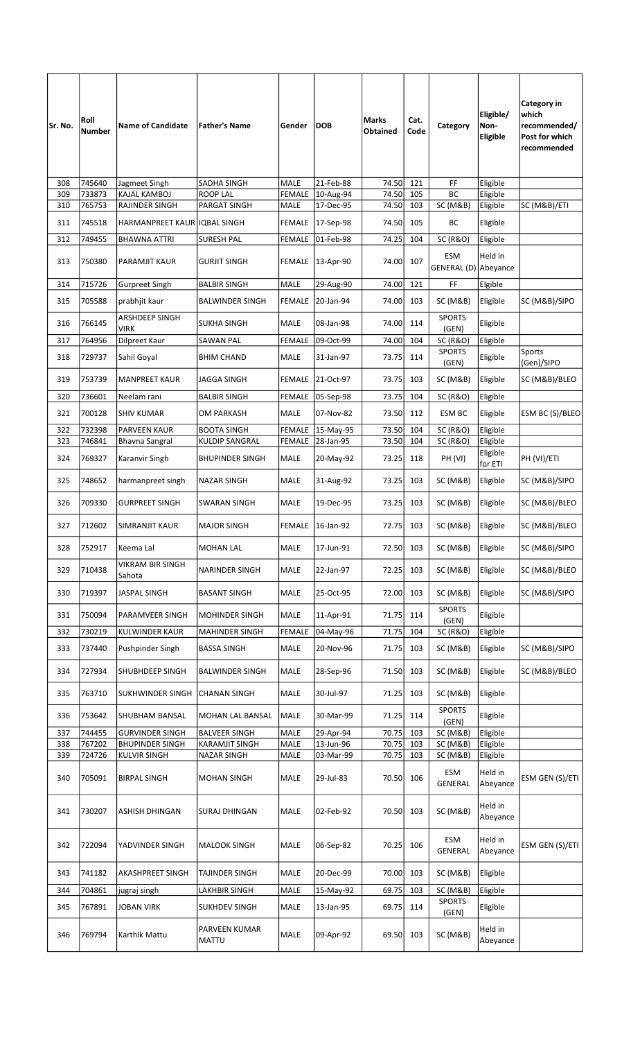| Sr. No. | Roll Number | Name of Candidate | Father's Name | Gender | DOB | Marks Obtained | Cat. Code | Category | Eligible/ Non-Eligible | Category in which recommended/ Post for which recommended |
|---|---|---|---|---|---|---|---|---|---|---|
| 308 | 745640 | Jagmeet Singh | SADHA SINGH | MALE | 21-Feb-88 | 74.50 | 121 | FF | Eligible | |
| 309 | 733873 | KAJAL KAMBOJ | ROOP LAL | FEMALE | 10-Aug-94 | 74.50 | 105 | BC | Eligible | |
| 310 | 765753 | RAJINDER SINGH | PARGAT SINGH | MALE | 17-Dec-95 | 74.50 | 103 | SC (M&B) | Eligible | SC (M&B)/ETI |
| 311 | 745518 | HARMANPREET KAUR | IQBAL SINGH | FEMALE | 17-Sep-98 | 74.50 | 105 | BC | Eligible | |
| 312 | 749455 | BHAWNA ATTRI | SURESH PAL | FEMALE | 01-Feb-98 | 74.25 | 104 | SC (R&O) | Eligible | |
| 313 | 750380 | PARAMJIT KAUR | GURJIT SINGH | FEMALE | 13-Apr-90 | 74.00 | 107 | ESM GENERAL (D) | Held in Abeyance | |
| 314 | 715726 | Gurpreet Singh | BALBIR SINGH | MALE | 29-Aug-90 | 74.00 | 121 | FF | Elgible | |
| 315 | 705588 | prabhjit kaur | BALWINDER SINGH | FEMALE | 20-Jan-94 | 74.00 | 103 | SC (M&B) | Eligible | SC (M&B)/SIPO |
| 316 | 766145 | ARSHDEEP SINGH VIRK | SUKHA SINGH | MALE | 08-Jan-98 | 74.00 | 114 | SPORTS (GEN) | Eligible | |
| 317 | 764956 | Dilpreet Kaur | SAWAN PAL | FEMALE | 09-Oct-99 | 74.00 | 104 | SC (R&O) | Eligible | |
| 318 | 729737 | Sahil Goyal | BHIM CHAND | MALE | 31-Jan-97 | 73.75 | 114 | SPORTS (GEN) | Eligible | Sports (Gen)/SIPO |
| 319 | 753739 | MANPREET KAUR | JAGGA SINGH | FEMALE | 21-Oct-97 | 73.75 | 103 | SC (M&B) | Eligible | SC (M&B)/BLEO |
| 320 | 736601 | Neelam rani | BALBIR SINGH | FEMALE | 05-Sep-98 | 73.75 | 104 | SC (R&O) | Eligible | |
| 321 | 700128 | SHIV KUMAR | OM PARKASH | MALE | 07-Nov-82 | 73.50 | 112 | ESM BC | Eligible | ESM BC (S)/BLEO |
| 322 | 732398 | PARVEEN KAUR | BOOTA SINGH | FEMALE | 15-May-95 | 73.50 | 104 | SC (R&O) | Eligible | |
| 323 | 746841 | Bhavna Sangral | KULDIP SANGRAL | FEMALE | 28-Jan-95 | 73.50 | 104 | SC (R&O) | Eligible | |
| 324 | 769327 | Karanvir Singh | BHUPINDER SINGH | MALE | 20-May-92 | 73.25 | 118 | PH (VI) | Eligible for ETI | PH (VI)/ETI |
| 325 | 748652 | harmanpreet singh | NAZAR SINGH | MALE | 31-Aug-92 | 73.25 | 103 | SC (M&B) | Eligible | SC (M&B)/SIPO |
| 326 | 709330 | GURPREET SINGH | SWARAN SINGH | MALE | 19-Dec-95 | 73.25 | 103 | SC (M&B) | Eligible | SC (M&B)/BLEO |
| 327 | 712602 | SIMRANJIT KAUR | MAJOR SINGH | FEMALE | 16-Jan-92 | 72.75 | 103 | SC (M&B) | Eligible | SC (M&B)/BLEO |
| 328 | 752917 | Keema Lal | MOHAN LAL | MALE | 17-Jun-91 | 72.50 | 103 | SC (M&B) | Eligible | SC (M&B)/SIPO |
| 329 | 710438 | VIKRAM BIR SINGH Sahota | NARINDER SINGH | MALE | 22-Jan-97 | 72.25 | 103 | SC (M&B) | Eligible | SC (M&B)/BLEO |
| 330 | 719397 | JASPAL SINGH | BASANT SINGH | MALE | 25-Oct-95 | 72.00 | 103 | SC (M&B) | Eligible | SC (M&B)/SIPO |
| 331 | 750094 | PARAMVEER SINGH | MOHINDER SINGH | MALE | 11-Apr-91 | 71.75 | 114 | SPORTS (GEN) | Eligible | |
| 332 | 730219 | KULWINDER KAUR | MAHINDER SINGH | FEMALE | 04-May-96 | 71.75 | 104 | SC (R&O) | Eligible | |
| 333 | 737440 | Pushpinder Singh | BASSA SINGH | MALE | 20-Nov-96 | 71.75 | 103 | SC (M&B) | Eligible | SC (M&B)/SIPO |
| 334 | 727934 | SHUBHDEEP SINGH | BALWINDER SINGH | MALE | 28-Sep-96 | 71.50 | 103 | SC (M&B) | Eligible | SC (M&B)/BLEO |
| 335 | 763710 | SUKHWINDER SINGH | CHANAN SINGH | MALE | 30-Jul-97 | 71.25 | 103 | SC (M&B) | Eligible | |
| 336 | 753642 | SHUBHAM BANSAL | MOHAN LAL BANSAL | MALE | 30-Mar-99 | 71.25 | 114 | SPORTS (GEN) | Eligible | |
| 337 | 744455 | GURVINDER SINGH | BALVEER SINGH | MALE | 29-Apr-94 | 70.75 | 103 | SC (M&B) | Eligible | |
| 338 | 767202 | BHUPINDER SINGH | KARAMJIT SINGH | MALE | 13-Jun-96 | 70.75 | 103 | SC (M&B) | Eligible | |
| 339 | 724726 | KULVIR SINGH | NAZAR SINGH | MALE | 03-Mar-99 | 70.75 | 103 | SC (M&B) | Eligible | |
| 340 | 705091 | BIRPAL SINGH | MOHAN SINGH | MALE | 29-Jul-83 | 70.50 | 106 | ESM GENERAL | Held in Abeyance | ESM GEN (S)/ETI |
| 341 | 730207 | ASHISH DHINGAN | SURAJ DHINGAN | MALE | 02-Feb-92 | 70.50 | 103 | SC (M&B) | Held in Abeyance | |
| 342 | 722094 | YADVINDER SINGH | MALOOK SINGH | MALE | 06-Sep-82 | 70.25 | 106 | ESM GENERAL | Held in Abeyance | ESM GEN (S)/ETI |
| 343 | 741182 | AKASHPREET SINGH | TAJINDER SINGH | MALE | 20-Dec-99 | 70.00 | 103 | SC (M&B) | Eligible | |
| 344 | 704861 | jugraj singh | LAKHBIR SINGH | MALE | 15-May-92 | 69.75 | 103 | SC (M&B) | Eligible | |
| 345 | 767891 | JOBAN VIRK | SUKHDEV SINGH | MALE | 13-Jan-95 | 69.75 | 114 | SPORTS (GEN) | Eligible | |
| 346 | 769794 | Karthik Mattu | PARVEEN KUMAR MATTU | MALE | 09-Apr-92 | 69.50 | 103 | SC (M&B) | Held in Abeyance | |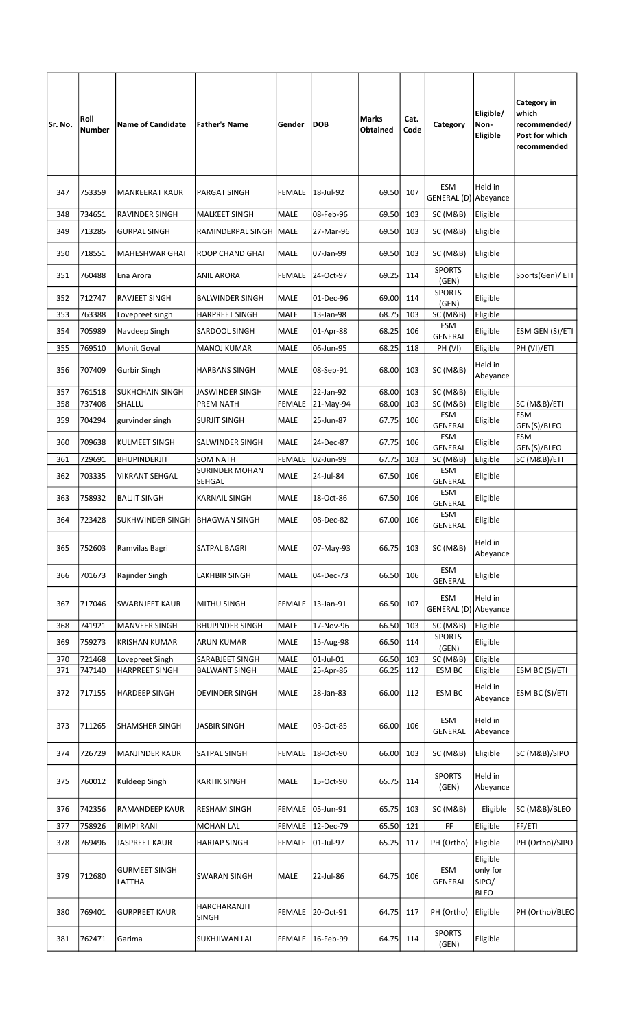| Sr. No. | Roll Number | Name of Candidate | Father's Name | Gender | DOB | Marks Obtained | Cat. Code | Category | Eligible/ Non-Eligible | Category in which recommended/ Post for which recommended |
|---|---|---|---|---|---|---|---|---|---|---|
| 347 | 753359 | MANKEERAT KAUR | PARGAT SINGH | FEMALE | 18-Jul-92 | 69.50 | 107 | ESM GENERAL (D) | Held in Abeyance | |
| 348 | 734651 | RAVINDER SINGH | MALKEET SINGH | MALE | 08-Feb-96 | 69.50 | 103 | SC (M&B) | Eligible | |
| 349 | 713285 | GURPAL SINGH | RAMINDERPAL SINGH | MALE | 27-Mar-96 | 69.50 | 103 | SC (M&B) | Eligible | |
| 350 | 718551 | MAHESHWAR GHAI | ROOP CHAND GHAI | MALE | 07-Jan-99 | 69.50 | 103 | SC (M&B) | Eligible | |
| 351 | 760488 | Ena Arora | ANIL ARORA | FEMALE | 24-Oct-97 | 69.25 | 114 | SPORTS (GEN) | Eligible | Sports(Gen)/ ETI |
| 352 | 712747 | RAVJEET SINGH | BALWINDER SINGH | MALE | 01-Dec-96 | 69.00 | 114 | SPORTS (GEN) | Eligible | |
| 353 | 763388 | Lovepreet singh | HARPREET SINGH | MALE | 13-Jan-98 | 68.75 | 103 | SC (M&B) | Eligible | |
| 354 | 705989 | Navdeep Singh | SARDOOL SINGH | MALE | 01-Apr-88 | 68.25 | 106 | ESM GENERAL | Eligible | ESM GEN (S)/ETI |
| 355 | 769510 | Mohit Goyal | MANOJ KUMAR | MALE | 06-Jun-95 | 68.25 | 118 | PH (VI) | Eligible | PH (VI)/ETI |
| 356 | 707409 | Gurbir Singh | HARBANS SINGH | MALE | 08-Sep-91 | 68.00 | 103 | SC (M&B) | Held in Abeyance | |
| 357 | 761518 | SUKHCHAIN SINGH | JASWINDER SINGH | MALE | 22-Jan-92 | 68.00 | 103 | SC (M&B) | Eligible | |
| 358 | 737408 | SHALLU | PREM NATH | FEMALE | 21-May-94 | 68.00 | 103 | SC (M&B) | Eligible | SC (M&B)/ETI |
| 359 | 704294 | gurvinder singh | SURJIT SINGH | MALE | 25-Jun-87 | 67.75 | 106 | ESM GENERAL | Eligible | ESM GEN(S)/BLEO |
| 360 | 709638 | KULMEET SINGH | SALWINDER SINGH | MALE | 24-Dec-87 | 67.75 | 106 | ESM GENERAL | Eligible | ESM GEN(S)/BLEO |
| 361 | 729691 | BHUPINDERJIT | SOM NATH | FEMALE | 02-Jun-99 | 67.75 | 103 | SC (M&B) | Eligible | SC (M&B)/ETI |
| 362 | 703335 | VIKRANT SEHGAL | SURINDER MOHAN SEHGAL | MALE | 24-Jul-84 | 67.50 | 106 | ESM GENERAL | Eligible | |
| 363 | 758932 | BALJIT SINGH | KARNAIL SINGH | MALE | 18-Oct-86 | 67.50 | 106 | ESM GENERAL | Eligible | |
| 364 | 723428 | SUKHWINDER SINGH | BHAGWAN SINGH | MALE | 08-Dec-82 | 67.00 | 106 | ESM GENERAL | Eligible | |
| 365 | 752603 | Ramvilas Bagri | SATPAL BAGRI | MALE | 07-May-93 | 66.75 | 103 | SC (M&B) | Held in Abeyance | |
| 366 | 701673 | Rajinder Singh | LAKHBIR SINGH | MALE | 04-Dec-73 | 66.50 | 106 | ESM GENERAL | Eligible | |
| 367 | 717046 | SWARNJEET KAUR | MITHU SINGH | FEMALE | 13-Jan-91 | 66.50 | 107 | ESM GENERAL (D) | Held in Abeyance | |
| 368 | 741921 | MANVEER SINGH | BHUPINDER SINGH | MALE | 17-Nov-96 | 66.50 | 103 | SC (M&B) | Eligible | |
| 369 | 759273 | KRISHAN KUMAR | ARUN KUMAR | MALE | 15-Aug-98 | 66.50 | 114 | SPORTS (GEN) | Eligible | |
| 370 | 721468 | Lovepreet Singh | SARABJEET SINGH | MALE | 01-Jul-01 | 66.50 | 103 | SC (M&B) | Eligible | |
| 371 | 747140 | HARPREET SINGH | BALWANT SINGH | MALE | 25-Apr-86 | 66.25 | 112 | ESM BC | Eligible | ESM BC (S)/ETI |
| 372 | 717155 | HARDEEP SINGH | DEVINDER SINGH | MALE | 28-Jan-83 | 66.00 | 112 | ESM BC | Held in Abeyance | ESM BC (S)/ETI |
| 373 | 711265 | SHAMSHER SINGH | JASBIR SINGH | MALE | 03-Oct-85 | 66.00 | 106 | ESM GENERAL | Held in Abeyance | |
| 374 | 726729 | MANJINDER KAUR | SATPAL SINGH | FEMALE | 18-Oct-90 | 66.00 | 103 | SC (M&B) | Eligible | SC (M&B)/SIPO |
| 375 | 760012 | Kuldeep Singh | KARTIK SINGH | MALE | 15-Oct-90 | 65.75 | 114 | SPORTS (GEN) | Held in Abeyance | |
| 376 | 742356 | RAMANDEEP KAUR | RESHAM SINGH | FEMALE | 05-Jun-91 | 65.75 | 103 | SC (M&B) | Eligible | SC (M&B)/BLEO |
| 377 | 758926 | RIMPI RANI | MOHAN LAL | FEMALE | 12-Dec-79 | 65.50 | 121 | FF | Eligible | FF/ETI |
| 378 | 769496 | JASPREET KAUR | HARJAP SINGH | FEMALE | 01-Jul-97 | 65.25 | 117 | PH (Ortho) | Eligible | PH (Ortho)/SIPO |
| 379 | 712680 | GURMEET SINGH LATTHA | SWARAN SINGH | MALE | 22-Jul-86 | 64.75 | 106 | ESM GENERAL | Eligible only for SIPO/ BLEO | |
| 380 | 769401 | GURPREET KAUR | HARCHARANJIT SINGH | FEMALE | 20-Oct-91 | 64.75 | 117 | PH (Ortho) | Eligible | PH (Ortho)/BLEO |
| 381 | 762471 | Garima | SUKHJIWAN LAL | FEMALE | 16-Feb-99 | 64.75 | 114 | SPORTS (GEN) | Eligible | |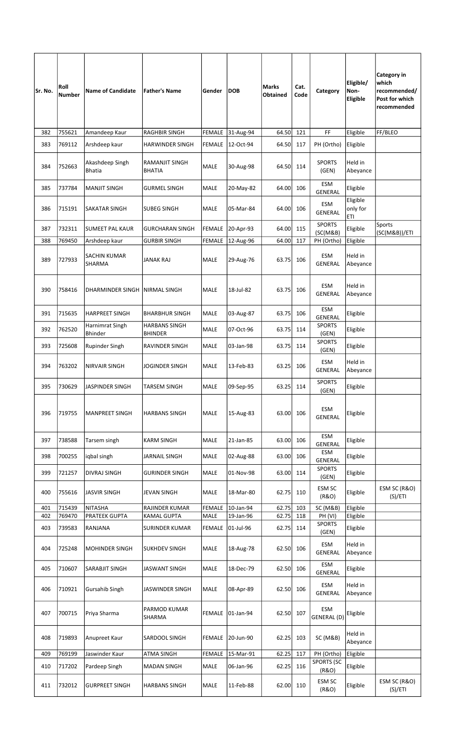| Sr. No. | Roll Number | Name of Candidate | Father's Name | Gender | DOB | Marks Obtained | Cat. Code | Category | Eligible/ Non-Eligible | Category in which recommended/ Post for which recommended |
|---|---|---|---|---|---|---|---|---|---|---|
| 382 | 755621 | Amandeep Kaur | RAGHBIR SINGH | FEMALE | 31-Aug-94 | 64.50 | 121 | FF | Eligible | FF/BLEO |
| 383 | 769112 | Arshdeep kaur | HARWINDER SINGH | FEMALE | 12-Oct-94 | 64.50 | 117 | PH (Ortho) | Eligible | |
| 384 | 752663 | Akashdeep Singh Bhatia | RAMANJIT SINGH BHATIA | MALE | 30-Aug-98 | 64.50 | 114 | SPORTS (GEN) | Held in Abeyance | |
| 385 | 737784 | MANJIT SINGH | GURMEL SINGH | MALE | 20-May-82 | 64.00 | 106 | ESM GENERAL | Eligible | |
| 386 | 715191 | SAKATAR SINGH | SUBEG SINGH | MALE | 05-Mar-84 | 64.00 | 106 | ESM GENERAL | Eligible only for ETI | |
| 387 | 732311 | SUMEET PAL KAUR | GURCHARAN SINGH | FEMALE | 20-Apr-93 | 64.00 | 115 | SPORTS (SC(M&B) | Eligible | Sports (SC(M&B))/ETI |
| 388 | 769450 | Arshdeep kaur | GURBIR SINGH | FEMALE | 12-Aug-96 | 64.00 | 117 | PH (Ortho) | Eligible | |
| 389 | 727933 | SACHIN KUMAR SHARMA | JANAK RAJ | MALE | 29-Aug-76 | 63.75 | 106 | ESM GENERAL | Held in Abeyance | |
| 390 | 758416 | DHARMINDER SINGH | NIRMAL SINGH | MALE | 18-Jul-82 | 63.75 | 106 | ESM GENERAL | Held in Abeyance | |
| 391 | 715635 | HARPREET SINGH | BHARBHUR SINGH | MALE | 03-Aug-87 | 63.75 | 106 | ESM GENERAL | Eligible | |
| 392 | 762520 | Harnimrat Singh Bhinder | HARBANS SINGH BHINDER | MALE | 07-Oct-96 | 63.75 | 114 | SPORTS (GEN) | Eligible | |
| 393 | 725608 | Rupinder Singh | RAVINDER SINGH | MALE | 03-Jan-98 | 63.75 | 114 | SPORTS (GEN) | Eligible | |
| 394 | 763202 | NIRVAIR SINGH | JOGINDER SINGH | MALE | 13-Feb-83 | 63.25 | 106 | ESM GENERAL | Held in Abeyance | |
| 395 | 730629 | JASPINDER SINGH | TARSEM SINGH | MALE | 09-Sep-95 | 63.25 | 114 | SPORTS (GEN) | Eligible | |
| 396 | 719755 | MANPREET SINGH | HARBANS SINGH | MALE | 15-Aug-83 | 63.00 | 106 | ESM GENERAL | Eligible | |
| 397 | 738588 | Tarsem singh | KARM SINGH | MALE | 21-Jan-85 | 63.00 | 106 | ESM GENERAL | Eligible | |
| 398 | 700255 | iqbal singh | JARNAIL SINGH | MALE | 02-Aug-88 | 63.00 | 106 | ESM GENERAL | Eligible | |
| 399 | 721257 | DIVRAJ SINGH | GURINDER SINGH | MALE | 01-Nov-98 | 63.00 | 114 | SPORTS (GEN) | Eligible | |
| 400 | 755616 | JASVIR SINGH | JEVAN SINGH | MALE | 18-Mar-80 | 62.75 | 110 | ESM SC (R&O) | Eligible | ESM SC (R&O) (S)/ETI |
| 401 | 715439 | NITASHA | RAJINDER KUMAR | FEMALE | 10-Jan-94 | 62.75 | 103 | SC (M&B) | Eligible | |
| 402 | 769470 | PRATEEK GUPTA | KAMAL GUPTA | MALE | 19-Jan-96 | 62.75 | 118 | PH (VI) | Eligible | |
| 403 | 739583 | RANJANA | SURINDER KUMAR | FEMALE | 01-Jul-96 | 62.75 | 114 | SPORTS (GEN) | Eligible | |
| 404 | 725248 | MOHINDER SINGH | SUKHDEV SINGH | MALE | 18-Aug-78 | 62.50 | 106 | ESM GENERAL | Held in Abeyance | |
| 405 | 710607 | SARABJIT SINGH | JASWANT SINGH | MALE | 18-Dec-79 | 62.50 | 106 | ESM GENERAL | Eligible | |
| 406 | 710921 | Gursahib Singh | JASWINDER SINGH | MALE | 08-Apr-89 | 62.50 | 106 | ESM GENERAL | Held in Abeyance | |
| 407 | 700715 | Priya Sharma | PARMOD KUMAR SHARMA | FEMALE | 01-Jan-94 | 62.50 | 107 | ESM GENERAL (D) | Eligible | |
| 408 | 719893 | Anupreet Kaur | SARDOOL SINGH | FEMALE | 20-Jun-90 | 62.25 | 103 | SC (M&B) | Held in Abeyance | |
| 409 | 769199 | Jaswinder Kaur | ATMA SINGH | FEMALE | 15-Mar-91 | 62.25 | 117 | PH (Ortho) | Eligible | |
| 410 | 717202 | Pardeep Singh | MADAN SINGH | MALE | 06-Jan-96 | 62.25 | 116 | SPORTS (SC (R&O) | Eligible | |
| 411 | 732012 | GURPREET SINGH | HARBANS SINGH | MALE | 11-Feb-88 | 62.00 | 110 | ESM SC (R&O) | Eligible | ESM SC (R&O) (S)/ETI |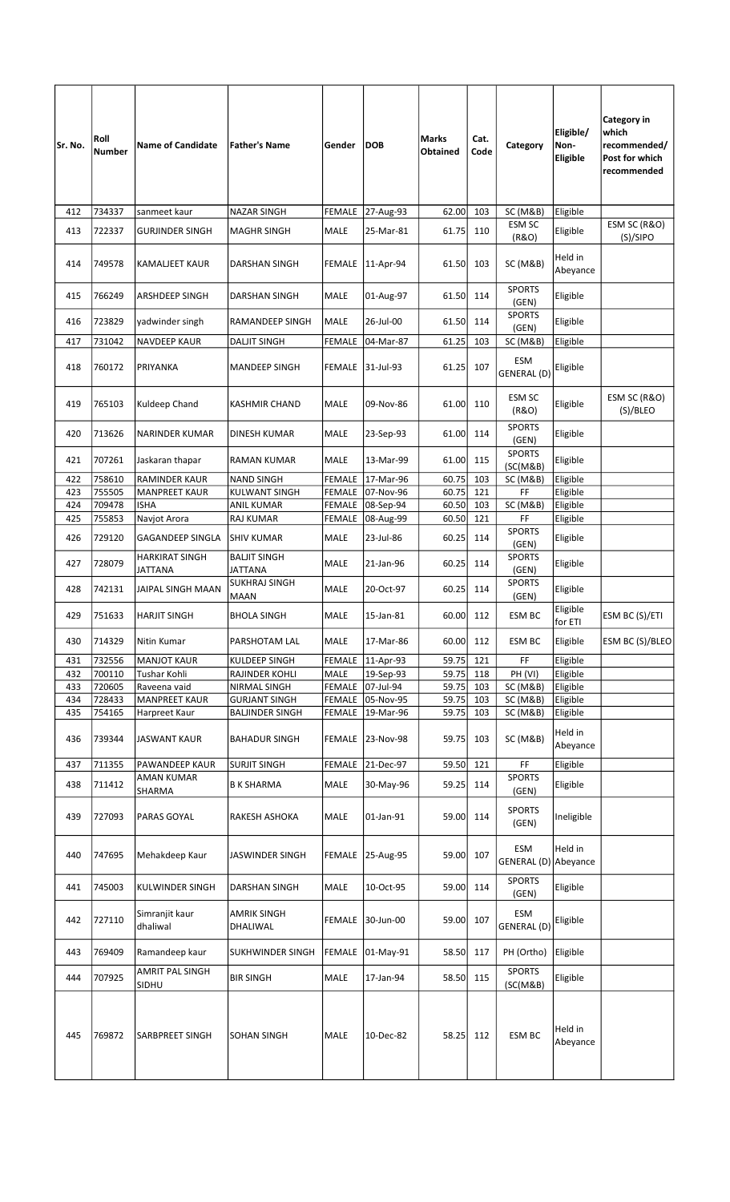| Sr. No. | Roll Number | Name of Candidate | Father's Name | Gender | DOB | Marks Obtained | Cat. Code | Category | Eligible/ Non-Eligible | Category in which recommended/ Post for which recommended |
|---|---|---|---|---|---|---|---|---|---|---|
| 412 | 734337 | sanmeet kaur | NAZAR SINGH | FEMALE | 27-Aug-93 | 62.00 | 103 | SC (M&B) | Eligible | |
| 413 | 722337 | GURJINDER SINGH | MAGHR SINGH | MALE | 25-Mar-81 | 61.75 | 110 | ESM SC (R&O) | Eligible | ESM SC (R&O) (S)/SIPO |
| 414 | 749578 | KAMALJEET KAUR | DARSHAN SINGH | FEMALE | 11-Apr-94 | 61.50 | 103 | SC (M&B) | Held in Abeyance | |
| 415 | 766249 | ARSHDEEP SINGH | DARSHAN SINGH | MALE | 01-Aug-97 | 61.50 | 114 | SPORTS (GEN) | Eligible | |
| 416 | 723829 | yadwinder singh | RAMANDEEP SINGH | MALE | 26-Jul-00 | 61.50 | 114 | SPORTS (GEN) | Eligible | |
| 417 | 731042 | NAVDEEP KAUR | DALJIT SINGH | FEMALE | 04-Mar-87 | 61.25 | 103 | SC (M&B) | Eligible | |
| 418 | 760172 | PRIYANKA | MANDEEP SINGH | FEMALE | 31-Jul-93 | 61.25 | 107 | ESM GENERAL (D) | Eligible | |
| 419 | 765103 | Kuldeep Chand | KASHMIR CHAND | MALE | 09-Nov-86 | 61.00 | 110 | ESM SC (R&O) | Eligible | ESM SC (R&O) (S)/BLEO |
| 420 | 713626 | NARINDER KUMAR | DINESH KUMAR | MALE | 23-Sep-93 | 61.00 | 114 | SPORTS (GEN) | Eligible | |
| 421 | 707261 | Jaskaran thapar | RAMAN KUMAR | MALE | 13-Mar-99 | 61.00 | 115 | SPORTS (SC(M&B) | Eligible | |
| 422 | 758610 | RAMINDER KAUR | NAND SINGH | FEMALE | 17-Mar-96 | 60.75 | 103 | SC (M&B) | Eligible | |
| 423 | 755505 | MANPREET KAUR | KULWANT SINGH | FEMALE | 07-Nov-96 | 60.75 | 121 | FF | Eligible | |
| 424 | 709478 | ISHA | ANIL KUMAR | FEMALE | 08-Sep-94 | 60.50 | 103 | SC (M&B) | Eligible | |
| 425 | 755853 | Navjot Arora | RAJ KUMAR | FEMALE | 08-Aug-99 | 60.50 | 121 | FF | Eligible | |
| 426 | 729120 | GAGANDEEP SINGLA | SHIV KUMAR | MALE | 23-Jul-86 | 60.25 | 114 | SPORTS (GEN) | Eligible | |
| 427 | 728079 | HARKIRAT SINGH JATTANA | BALJIT SINGH JATTANA | MALE | 21-Jan-96 | 60.25 | 114 | SPORTS (GEN) | Eligible | |
| 428 | 742131 | JAIPAL SINGH MAAN | SUKHRAJ SINGH MAAN | MALE | 20-Oct-97 | 60.25 | 114 | SPORTS (GEN) | Eligible | |
| 429 | 751633 | HARJIT SINGH | BHOLA SINGH | MALE | 15-Jan-81 | 60.00 | 112 | ESM BC | Eligible for ETI | ESM BC (S)/ETI |
| 430 | 714329 | Nitin Kumar | PARSHOTAM LAL | MALE | 17-Mar-86 | 60.00 | 112 | ESM BC | Eligible | ESM BC (S)/BLEO |
| 431 | 732556 | MANJOT KAUR | KULDEEP SINGH | FEMALE | 11-Apr-93 | 59.75 | 121 | FF | Eligible | |
| 432 | 700110 | Tushar Kohli | RAJINDER KOHLI | MALE | 19-Sep-93 | 59.75 | 118 | PH (VI) | Eligible | |
| 433 | 720605 | Raveena vaid | NIRMAL SINGH | FEMALE | 07-Jul-94 | 59.75 | 103 | SC (M&B) | Eligible | |
| 434 | 728433 | MANPREET KAUR | GURJANT SINGH | FEMALE | 05-Nov-95 | 59.75 | 103 | SC (M&B) | Eligible | |
| 435 | 754165 | Harpreet Kaur | BALJINDER SINGH | FEMALE | 19-Mar-96 | 59.75 | 103 | SC (M&B) | Eligible | |
| 436 | 739344 | JASWANT KAUR | BAHADUR SINGH | FEMALE | 23-Nov-98 | 59.75 | 103 | SC (M&B) | Held in Abeyance | |
| 437 | 711355 | PAWANDEEP KAUR | SURJIT SINGH | FEMALE | 21-Dec-97 | 59.50 | 121 | FF | Eligible | |
| 438 | 711412 | AMAN KUMAR SHARMA | B K SHARMA | MALE | 30-May-96 | 59.25 | 114 | SPORTS (GEN) | Eligible | |
| 439 | 727093 | PARAS GOYAL | RAKESH ASHOKA | MALE | 01-Jan-91 | 59.00 | 114 | SPORTS (GEN) | Ineligible | |
| 440 | 747695 | Mehakdeep Kaur | JASWINDER SINGH | FEMALE | 25-Aug-95 | 59.00 | 107 | ESM GENERAL (D) | Held in Abeyance | |
| 441 | 745003 | KULWINDER SINGH | DARSHAN SINGH | MALE | 10-Oct-95 | 59.00 | 114 | SPORTS (GEN) | Eligible | |
| 442 | 727110 | Simranjit kaur dhaliwal | AMRIK SINGH DHALIWAL | FEMALE | 30-Jun-00 | 59.00 | 107 | ESM GENERAL (D) | Eligible | |
| 443 | 769409 | Ramandeep kaur | SUKHWINDER SINGH | FEMALE | 01-May-91 | 58.50 | 117 | PH (Ortho) | Eligible | |
| 444 | 707925 | AMRIT PAL SINGH SIDHU | BIR SINGH | MALE | 17-Jan-94 | 58.50 | 115 | SPORTS (SC(M&B) | Eligible | |
| 445 | 769872 | SARBPREET SINGH | SOHAN SINGH | MALE | 10-Dec-82 | 58.25 | 112 | ESM BC | Held in Abeyance | |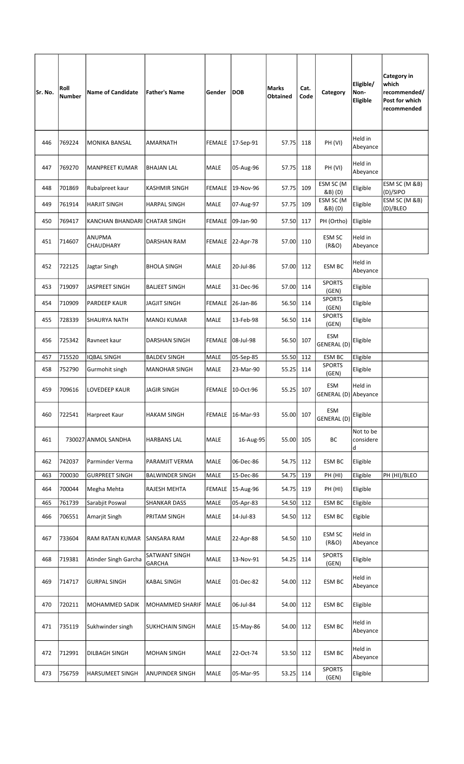| Sr. No. | Roll Number | Name of Candidate | Father's Name | Gender | DOB | Marks Obtained | Cat. Code | Category | Eligible/ Non-Eligible | Category in which recommended/ Post for which recommended |
|---|---|---|---|---|---|---|---|---|---|---|
| 446 | 769224 | MONIKA BANSAL | AMARNATH | FEMALE | 17-Sep-91 | 57.75 | 118 | PH (VI) | Held in Abeyance | |
| 447 | 769270 | MANPREET KUMAR | BHAJAN LAL | MALE | 05-Aug-96 | 57.75 | 118 | PH (VI) | Held in Abeyance | |
| 448 | 701869 | Rubalpreet kaur | KASHMIR SINGH | FEMALE | 19-Nov-96 | 57.75 | 109 | ESM SC (M &B) (D) | Eligible | ESM SC (M &B) (D)/SIPO |
| 449 | 761914 | HARJIT SINGH | HARPAL SINGH | MALE | 07-Aug-97 | 57.75 | 109 | ESM SC (M &B) (D) | Eligible | ESM SC (M &B) (D)/BLEO |
| 450 | 769417 | KANCHAN BHANDARI | CHATAR SINGH | FEMALE | 09-Jan-90 | 57.50 | 117 | PH (Ortho) | Eligible | |
| 451 | 714607 | ANUPMA CHAUDHARY | DARSHAN RAM | FEMALE | 22-Apr-78 | 57.00 | 110 | ESM SC (R&O) | Held in Abeyance | |
| 452 | 722125 | Jagtar Singh | BHOLA SINGH | MALE | 20-Jul-86 | 57.00 | 112 | ESM BC | Held in Abeyance | |
| 453 | 719097 | JASPREET SINGH | BALJEET SINGH | MALE | 31-Dec-96 | 57.00 | 114 | SPORTS (GEN) | Eligible | |
| 454 | 710909 | PARDEEP KAUR | JAGJIT SINGH | FEMALE | 26-Jan-86 | 56.50 | 114 | SPORTS (GEN) | Eligible | |
| 455 | 728339 | SHAURYA NATH | MANOJ KUMAR | MALE | 13-Feb-98 | 56.50 | 114 | SPORTS (GEN) | Eligible | |
| 456 | 725342 | Ravneet kaur | DARSHAN SINGH | FEMALE | 08-Jul-98 | 56.50 | 107 | ESM GENERAL (D) | Eligible | |
| 457 | 715520 | IQBAL SINGH | BALDEV SINGH | MALE | 05-Sep-85 | 55.50 | 112 | ESM BC | Eligible | |
| 458 | 752790 | Gurmohit singh | MANOHAR SINGH | MALE | 23-Mar-90 | 55.25 | 114 | SPORTS (GEN) | Eligible | |
| 459 | 709616 | LOVEDEEP KAUR | JAGIR SINGH | FEMALE | 10-Oct-96 | 55.25 | 107 | ESM GENERAL (D) | Held in Abeyance | |
| 460 | 722541 | Harpreet Kaur | HAKAM SINGH | FEMALE | 16-Mar-93 | 55.00 | 107 | ESM GENERAL (D) | Eligible | |
| 461 | 730027 | ANMOL SANDHA | HARBANS LAL | MALE | 16-Aug-95 | 55.00 | 105 | BC | Not to be considered | |
| 462 | 742037 | Parminder Verma | PARAMJIT VERMA | MALE | 06-Dec-86 | 54.75 | 112 | ESM BC | Eligible | |
| 463 | 700030 | GURPREET SINGH | BALWINDER SINGH | MALE | 15-Dec-86 | 54.75 | 119 | PH (HI) | Eligible | PH (HI)/BLEO |
| 464 | 700044 | Megha Mehta | RAJESH MEHTA | FEMALE | 15-Aug-96 | 54.75 | 119 | PH (HI) | Eligible | |
| 465 | 761739 | Sarabjit Poswal | SHANKAR DASS | MALE | 05-Apr-83 | 54.50 | 112 | ESM BC | Eligible | |
| 466 | 706551 | Amarjit Singh | PRITAM SINGH | MALE | 14-Jul-83 | 54.50 | 112 | ESM BC | Elgible | |
| 467 | 733604 | RAM RATAN KUMAR | SANSARA RAM | MALE | 22-Apr-88 | 54.50 | 110 | ESM SC (R&O) | Held in Abeyance | |
| 468 | 719381 | Atinder Singh Garcha | SATWANT SINGH GARCHA | MALE | 13-Nov-91 | 54.25 | 114 | SPORTS (GEN) | Eligible | |
| 469 | 714717 | GURPAL SINGH | KABAL SINGH | MALE | 01-Dec-82 | 54.00 | 112 | ESM BC | Held in Abeyance | |
| 470 | 720211 | MOHAMMED SADIK | MOHAMMED SHARIF | MALE | 06-Jul-84 | 54.00 | 112 | ESM BC | Eligible | |
| 471 | 735119 | Sukhwinder singh | SUKHCHAIN SINGH | MALE | 15-May-86 | 54.00 | 112 | ESM BC | Held in Abeyance | |
| 472 | 712991 | DILBAGH SINGH | MOHAN SINGH | MALE | 22-Oct-74 | 53.50 | 112 | ESM BC | Held in Abeyance | |
| 473 | 756759 | HARSUMEET SINGH | ANUPINDER SINGH | MALE | 05-Mar-95 | 53.25 | 114 | SPORTS (GEN) | Eligible | |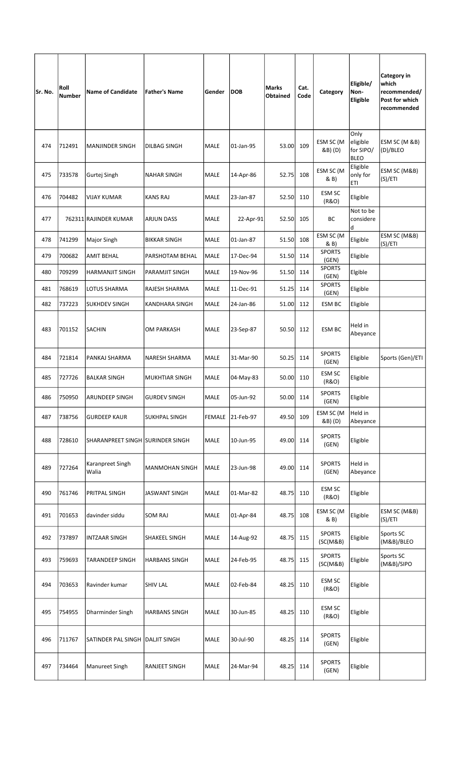| Sr. No. | Roll Number | Name of Candidate | Father's Name | Gender | DOB | Marks Obtained | Cat. Code | Category | Eligible/ Non-Eligible | Category in which recommended/ Post for which recommended |
|---|---|---|---|---|---|---|---|---|---|---|
| 474 | 712491 | MANJINDER SINGH | DILBAG SINGH | MALE | 01-Jan-95 | 53.00 | 109 | ESM SC (M &B) (D) | Only eligible for SIPO/ BLEO | ESM SC (M &B) (D)/BLEO |
| 475 | 733578 | Gurtej Singh | NAHAR SINGH | MALE | 14-Apr-86 | 52.75 | 108 | ESM SC (M & B) | Eligible only for ETI | ESM SC (M&B) (S)/ETI |
| 476 | 704482 | VIJAY KUMAR | KANS RAJ | MALE | 23-Jan-87 | 52.50 | 110 | ESM SC (R&O) | Eligible | |
| 477 | 762311 | RAJINDER KUMAR | ARJUN DASS | MALE | 22-Apr-91 | 52.50 | 105 | BC | Not to be considered | |
| 478 | 741299 | Major Singh | BIKKAR SINGH | MALE | 01-Jan-87 | 51.50 | 108 | ESM SC (M & B) | Eligible | ESM SC (M&B) (S)/ETI |
| 479 | 700682 | AMIT BEHAL | PARSHOTAM BEHAL | MALE | 17-Dec-94 | 51.50 | 114 | SPORTS (GEN) | Eligible | |
| 480 | 709299 | HARMANJIT SINGH | PARAMJIT SINGH | MALE | 19-Nov-96 | 51.50 | 114 | SPORTS (GEN) | Elgible | |
| 481 | 768619 | LOTUS SHARMA | RAJESH SHARMA | MALE | 11-Dec-91 | 51.25 | 114 | SPORTS (GEN) | Eligible | |
| 482 | 737223 | SUKHDEV SINGH | KANDHARA SINGH | MALE | 24-Jan-86 | 51.00 | 112 | ESM BC | Eligible | |
| 483 | 701152 | SACHIN | OM PARKASH | MALE | 23-Sep-87 | 50.50 | 112 | ESM BC | Held in Abeyance | |
| 484 | 721814 | PANKAJ SHARMA | NARESH SHARMA | MALE | 31-Mar-90 | 50.25 | 114 | SPORTS (GEN) | Eligible | Sports (Gen)/ETI |
| 485 | 727726 | BALKAR SINGH | MUKHTIAR SINGH | MALE | 04-May-83 | 50.00 | 110 | ESM SC (R&O) | Eligible | |
| 486 | 750950 | ARUNDEEP SINGH | GURDEV SINGH | MALE | 05-Jun-92 | 50.00 | 114 | SPORTS (GEN) | Eligible | |
| 487 | 738756 | GURDEEP KAUR | SUKHPAL SINGH | FEMALE | 21-Feb-97 | 49.50 | 109 | ESM SC (M &B) (D) | Held in Abeyance | |
| 488 | 728610 | SHARANPREET SINGH | SURINDER SINGH | MALE | 10-Jun-95 | 49.00 | 114 | SPORTS (GEN) | Eligible | |
| 489 | 727264 | Karanpreet Singh Walia | MANMOHAN SINGH | MALE | 23-Jun-98 | 49.00 | 114 | SPORTS (GEN) | Held in Abeyance | |
| 490 | 761746 | PRITPAL SINGH | JASWANT SINGH | MALE | 01-Mar-82 | 48.75 | 110 | ESM SC (R&O) | Eligible | |
| 491 | 701653 | davinder siddu | SOM RAJ | MALE | 01-Apr-84 | 48.75 | 108 | ESM SC (M & B) | Eligible | ESM SC (M&B) (S)/ETI |
| 492 | 737897 | INTZAAR SINGH | SHAKEEL SINGH | MALE | 14-Aug-92 | 48.75 | 115 | SPORTS (SC(M&B) | Eligible | Sports SC (M&B)/BLEO |
| 493 | 759693 | TARANDEEP SINGH | HARBANS SINGH | MALE | 24-Feb-95 | 48.75 | 115 | SPORTS (SC(M&B) | Eligible | Sports SC (M&B)/SIPO |
| 494 | 703653 | Ravinder kumar | SHIV LAL | MALE | 02-Feb-84 | 48.25 | 110 | ESM SC (R&O) | Eligible | |
| 495 | 754955 | Dharminder Singh | HARBANS SINGH | MALE | 30-Jun-85 | 48.25 | 110 | ESM SC (R&O) | Eligible | |
| 496 | 711767 | SATINDER PAL SINGH | DALJIT SINGH | MALE | 30-Jul-90 | 48.25 | 114 | SPORTS (GEN) | Eligible | |
| 497 | 734464 | Manureet Singh | RANJEET SINGH | MALE | 24-Mar-94 | 48.25 | 114 | SPORTS (GEN) | Eligible | |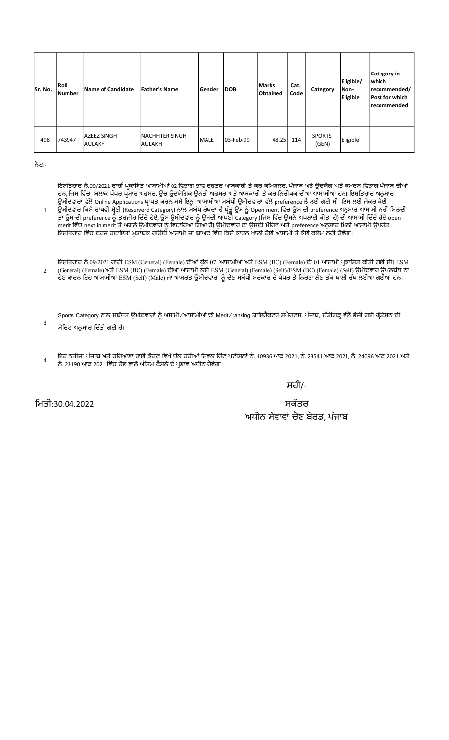| Sr. No. | Roll Number | Name of Candidate | Father's Name | Gender | DOB | Marks Obtained | Cat. Code | Category | Eligible/ Non-Eligible | Category in which recommended/ Post for which recommended |
|---|---|---|---|---|---|---|---|---|---|---|
| 498 | 743947 | AZEEZ SINGH AULAKH | NACHHTER SINGH AULAKH | MALE | 03-Feb-99 | 48.25 | 114 | SPORTS (GEN) | Eligible | |

ਨੋਟ:-

1. ਇਸ਼ਤਿਹਾਰ ਨੰ.09/2021 ਰਾਹੀਂ ਪ੍ਰਕਾਸ਼ਿਤ ਆਸਾਮੀਆਂ 02 ਵਿਭਾਗ ਭਾਵ ਦਫਤਰ ਆਬਕਾਰੀ ਤੇ ਕਰ ਕਮਿਸ਼ਨਰ, ਪੰਜਾਬ ਅਤੇ ਉਦਯੋਗ ਅਤੇ ਕਮਰਸ ਵਿਭਾਗ ਪੰਜਾਬ ਦੀਆਂ ਹਨ, ਜਿਸ ਵਿੱਚ ਬਲਾਕ ਪੱਧਰ ਪ੍ਰਸਾਰ ਅਫਸਰ, ਉੱਚ ਉਦਯੋਗਿਕ ਉਨਤੀ ਅਫਸਰ ਅਤੇ ਆਬਕਾਰੀ ਤੇ ਕਰ ਨਿਰੀਖਕ ਦੀਆਂ ਆਸਾਮੀਆਂ ਹਨ। ਇਸ਼ਤਿਹਾਰ ਅਨੁਸਾਰ ਉਮੀਦਵਾਰਾਂ ਵੱਲੋਂ Online Applications ਪ੍ਰਾਪਤ ਕਰਨ ਸਮੇਂ ਇਨ੍ਹਾਂ ਆਸਾਮੀਆਂ ਸਬੰਧੀ ਉਮੀਦਵਾਰਾਂ ਵੱਲੋਂ preference ਲੈ ਲਈ ਗਈ ਸੀ। ਇਸ ਲਈ ਜੇਕਰ ਕੋਈ ਉਮੀਦਵਾਰ ਕਿਸੇ ਰਾਖਵੀਂ ਸ਼੍ਰੇਣੀ (Reserverd Category) ਨਾਲ ਸਬੰਧ ਰੱਖਦਾ ਹੈ ਪ੍ਰੰਤੂ ਉਸ ਨੂੰ Open merit ਵਿੱਚ ਉਸ ਦੀ preference ਅਨੁਸਾਰ ਆਸਾਮੀ ਨਹੀਂ ਮਿਲਦੀ ਤਾਂ ਉਸ ਦੀ preference ਨੂੰ ਤਰਜੀਹ ਦਿੰਦੇ ਹੋਏ, ਉਸ ਉਮੀਦਵਾਰ ਨੂੰ ਉਸਦੀ ਆਪਣੀ Category (ਜਿਸ ਵਿੱਚ ਉਸਨੇ ਅਪਲਾਈ ਕੀਤਾ ਹੈ) ਦੀ ਆਸਾਮੀ ਦਿੰਦੇ ਹੋਏ open merit ਵਿੱਚ next in merit ਤੇ ਅਗਲੇ ਉਮੀਦਵਾਰ ਨੂੰ ਵਿਚਾਰਿਆ ਗਿਆ ਹੈ। ਉਮੀਦਵਾਰ ਦਾ ਉਸਦੀ ਮੈਰਿਟ ਅਤੇ preference ਅਨੁਸਾਰ ਮਿਲੀ ਆਸਾਮੀ ਉਪਰੰਤ ਇਸ਼ਤਿਹਾਰ ਵਿੱਚ ਦਰਜ ਹਦਾਇਤਾਂ ਮੁਤਾਬਕ ਰਹਿੰਦੀ ਆਸਾਮੀ ਜਾਂ ਬਾਅਦ ਵਿੱਚ ਕਿਸੇ ਕਾਰਨ ਖਾਲੀ ਹੋਈ ਆਸਾਮੀ ਤੇ ਕੋਈ ਕਲੇਮ ਨਹੀਂ ਹੋਵੇਗਾ।

2. ਇਸ਼ਤਿਹਾਰ ਨੰ.09/2021 ਰਾਹੀਂ ESM (General) (Female) ਦੀਆਂ ਕੁੱਲ 07 ਆਸਾਮੀਆਂ ਅਤੇ ESM (BC) (Female) ਦੀ 01 ਆਸਾਮੀ ਪ੍ਰਕਾਸ਼ਿਤ ਕੀਤੀ ਗਈ ਸੀ। ESM (General) (Female) ਅਤੇ ESM (BC) (Female) ਦੀਆਂ ਆਸਾਮੀ ਲਈ ESM (General) (Female) (Self)/ESM (BC) (Female) (Self) ਉਮੀਦਵਾਰ ਉਪਲਬੱਧ ਨਾ ਹੋਣ ਕਾਰਨ ਇਹ ਆਸਾਮੀਆਂ ESM (Self) (Male) ਜਾਂ ਆਸ਼ਰਤ ਉਮੀਦਵਾਰਾਂ ਨੂੰ ਦੇਣ ਸਬੰਧੀ ਸਰਕਾਰ ਦੇ ਪੱਧਰ ਤੇ ਨਿਰਣਾ ਲੈਣ ਤੱਕ ਖਾਲੀ ਰੱਖ ਲਈਆਂ ਗਈਆਂ ਹਨ।

3. Sports Category ਨਾਲ ਸਬੰਧਤ ਉਮੀਦਵਾਰਾਂ ਨੂੰ ਅਸਾਮੀ/ਆਸਾਮੀਆਂ ਦੀ Merit/ranking ਡਾਇਰੈਕਟਰ ਸਪੋਰਟਸ, ਪੰਜਾਬ, ਚੰਡੀਗੜ੍ਹ ਵੱਲੋਂ ਭੇਜੀ ਗਈ ਗ੍ਰੇਡੇਸ਼ਨ ਦੀ ਮੈਰਿਟ ਅਨੁਸਾਰ ਦਿੱਤੀ ਗਈ ਹੈ।

4. ਇਹ ਨਤੀਜਾ ਪੰਜਾਬ ਅਤੇ ਹਰਿਆਣਾ ਹਾਈ ਕੋਰਟ ਵਿਖੇ ਚੱਲ ਰਹੀਆਂ ਸਿਵਲ ਰਿੱਟ ਪਟੀਸ਼ਨਾਂ ਨੰ. 10936 ਆਫ 2021, ਨੰ. 23541 ਆਫ 2021, ਨੰ. 24096 ਆਫ 2021 ਅਤੇ ਨੰ. 23190 ਆਫ 2021 ਵਿੱਚ ਹੋਣ ਵਾਲੇ ਅੰਤਿਮ ਫੈਸਲੇ ਦੇ ਪ੍ਰਭਾਵ ਅਧੀਨ ਹੋਵੇਗਾ।

ਸਹੀ/-

ਮਿਤੀ:30.04.2022

ਸਕੱਤਰ
ਅਧੀਨ ਸੇਵਾਵਾਂ ਚੋਣ ਬੋਰਡ, ਪੰਜਾਬ